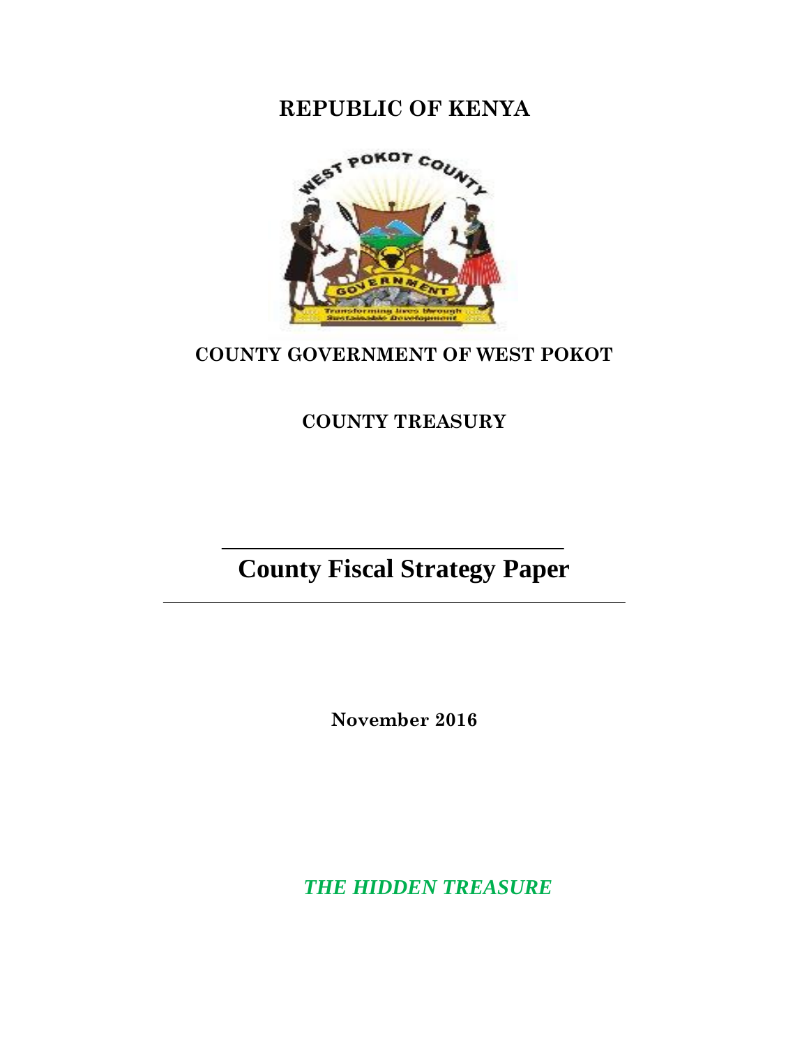# REPUBLIC OF KENYA

**COUNTY GOVERNMENT OF WEST POKOT**

**COUNTY TREASURY**

# County Fiscal Strategy Paper

**November 2016**

***THE HIDDEN TREASURE***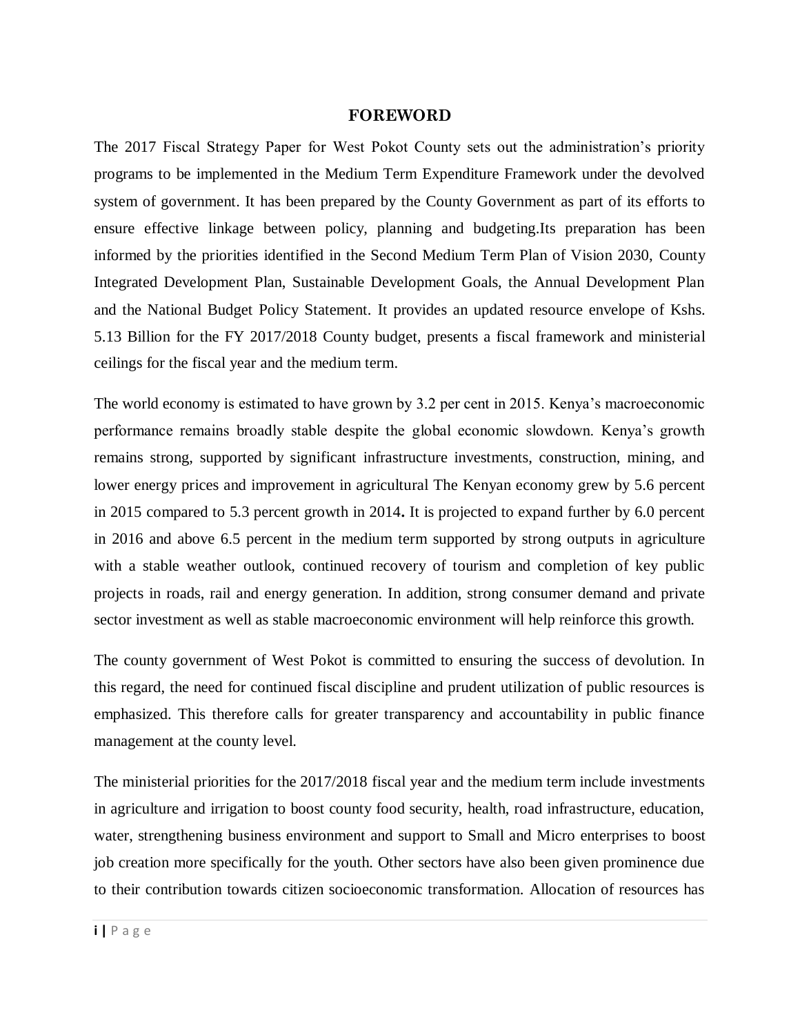# FOREWORD

The 2017 Fiscal Strategy Paper for West Pokot County sets out the administration's priority programs to be implemented in the Medium Term Expenditure Framework under the devolved system of government. It has been prepared by the County Government as part of its efforts to ensure effective linkage between policy, planning and budgeting.Its preparation has been informed by the priorities identified in the Second Medium Term Plan of Vision 2030, County Integrated Development Plan, Sustainable Development Goals, the Annual Development Plan and the National Budget Policy Statement. It provides an updated resource envelope of Kshs. 5.13 Billion for the FY 2017/2018 County budget, presents a fiscal framework and ministerial ceilings for the fiscal year and the medium term.

The world economy is estimated to have grown by 3.2 per cent in 2015. Kenya's macroeconomic performance remains broadly stable despite the global economic slowdown. Kenya's growth remains strong, supported by significant infrastructure investments, construction, mining, and lower energy prices and improvement in agricultural The Kenyan economy grew by 5.6 percent in 2015 compared to 5.3 percent growth in 2014**.** It is projected to expand further by 6.0 percent in 2016 and above 6.5 percent in the medium term supported by strong outputs in agriculture with a stable weather outlook, continued recovery of tourism and completion of key public projects in roads, rail and energy generation. In addition, strong consumer demand and private sector investment as well as stable macroeconomic environment will help reinforce this growth.

The county government of West Pokot is committed to ensuring the success of devolution. In this regard, the need for continued fiscal discipline and prudent utilization of public resources is emphasized. This therefore calls for greater transparency and accountability in public finance management at the county level.

The ministerial priorities for the 2017/2018 fiscal year and the medium term include investments in agriculture and irrigation to boost county food security, health, road infrastructure, education, water, strengthening business environment and support to Small and Micro enterprises to boost job creation more specifically for the youth. Other sectors have also been given prominence due to their contribution towards citizen socioeconomic transformation. Allocation of resources has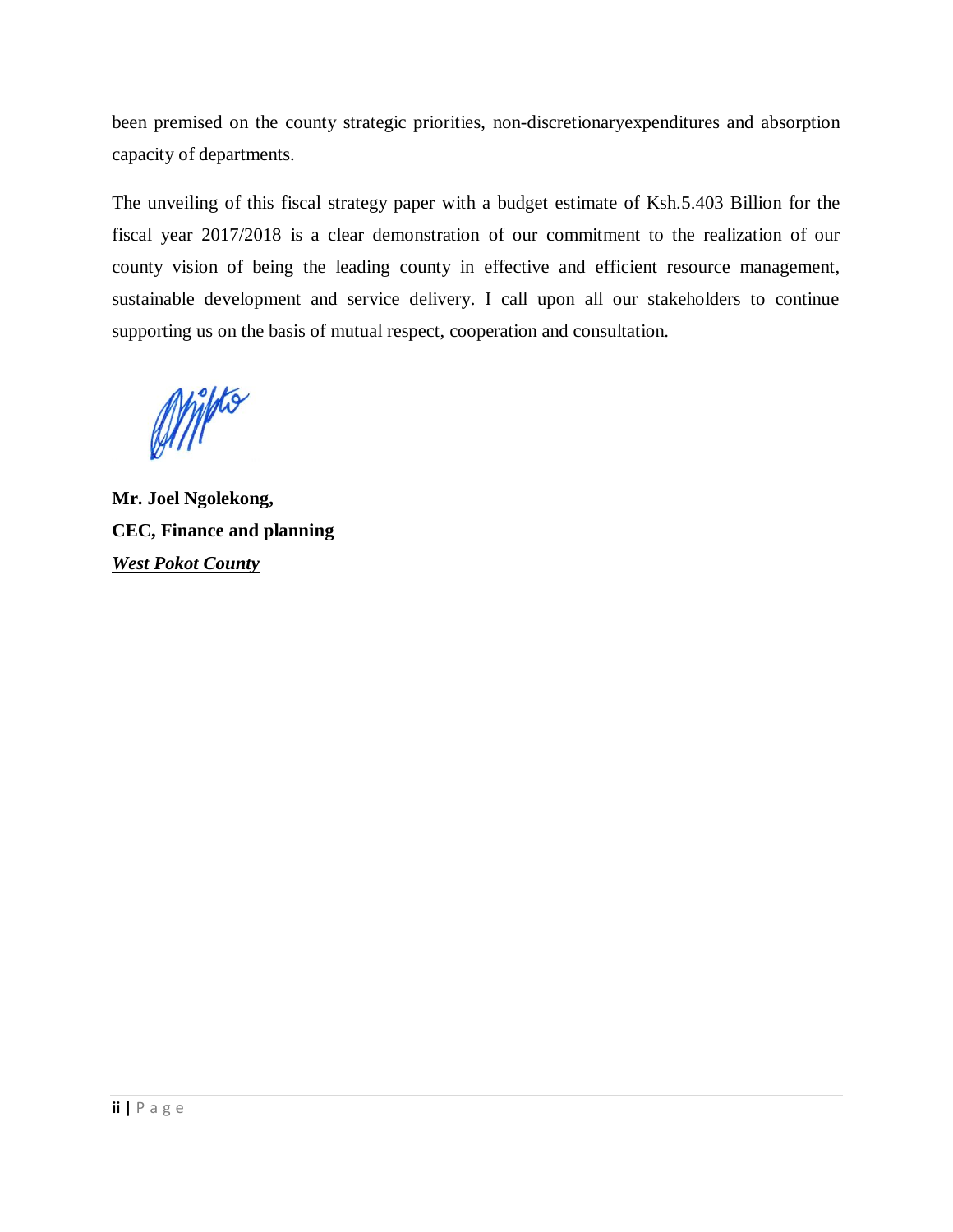been premised on the county strategic priorities, non-discretionaryexpenditures and absorption capacity of departments.

The unveiling of this fiscal strategy paper with a budget estimate of Ksh.5.403 Billion for the fiscal year 2017/2018 is a clear demonstration of our commitment to the realization of our county vision of being the leading county in effective and efficient resource management, sustainable development and service delivery. I call upon all our stakeholders to continue supporting us on the basis of mutual respect, cooperation and consultation.

**Mr. Joel Ngolekong,**
**CEC, Finance and planning**
***West Pokot County***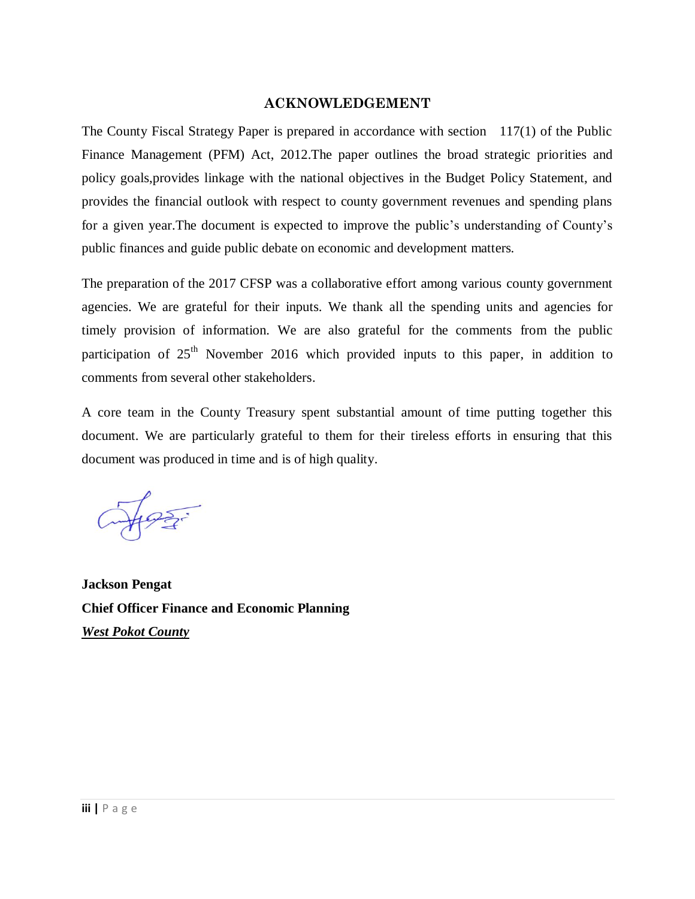## ACKNOWLEDGEMENT

The County Fiscal Strategy Paper is prepared in accordance with section 117(1) of the Public Finance Management (PFM) Act, 2012.The paper outlines the broad strategic priorities and policy goals,provides linkage with the national objectives in the Budget Policy Statement, and provides the financial outlook with respect to county government revenues and spending plans for a given year.The document is expected to improve the public's understanding of County's public finances and guide public debate on economic and development matters.

The preparation of the 2017 CFSP was a collaborative effort among various county government agencies. We are grateful for their inputs. We thank all the spending units and agencies for timely provision of information. We are also grateful for the comments from the public participation of 25th November 2016 which provided inputs to this paper, in addition to comments from several other stakeholders.

A core team in the County Treasury spent substantial amount of time putting together this document. We are particularly grateful to them for their tireless efforts in ensuring that this document was produced in time and is of high quality.

**Jackson Pengat**
**Chief Officer Finance and Economic Planning**
***West Pokot County***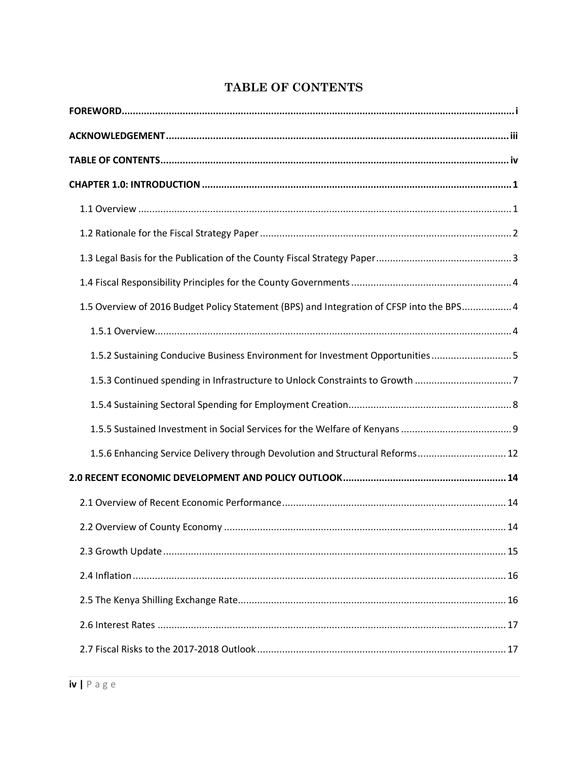# TABLE OF CONTENTS

**FOREWORD** .......... i

**ACKNOWLEDGEMENT** .......... iii

**TABLE OF CONTENTS** .......... iv

**CHAPTER 1.0: INTRODUCTION** .......... 1

- 1.1 Overview .......... 1
- 1.2 Rationale for the Fiscal Strategy Paper .......... 2
- 1.3 Legal Basis for the Publication of the County Fiscal Strategy Paper .......... 3
- 1.4 Fiscal Responsibility Principles for the County Governments .......... 4
- 1.5 Overview of 2016 Budget Policy Statement (BPS) and Integration of CFSP into the BPS .......... 4
  - 1.5.1 Overview .......... 4
  - 1.5.2 Sustaining Conducive Business Environment for Investment Opportunities .......... 5
  - 1.5.3 Continued spending in Infrastructure to Unlock Constraints to Growth .......... 7
  - 1.5.4 Sustaining Sectoral Spending for Employment Creation .......... 8
  - 1.5.5 Sustained Investment in Social Services for the Welfare of Kenyans .......... 9
  - 1.5.6 Enhancing Service Delivery through Devolution and Structural Reforms .......... 12

**2.0 RECENT ECONOMIC DEVELOPMENT AND POLICY OUTLOOK** .......... 14

- 2.1 Overview of Recent Economic Performance .......... 14
- 2.2 Overview of County Economy .......... 14
- 2.3 Growth Update .......... 15
- 2.4 Inflation .......... 16
- 2.5 The Kenya Shilling Exchange Rate .......... 16
- 2.6 Interest Rates .......... 17
- 2.7 Fiscal Risks to the 2017-2018 Outlook .......... 17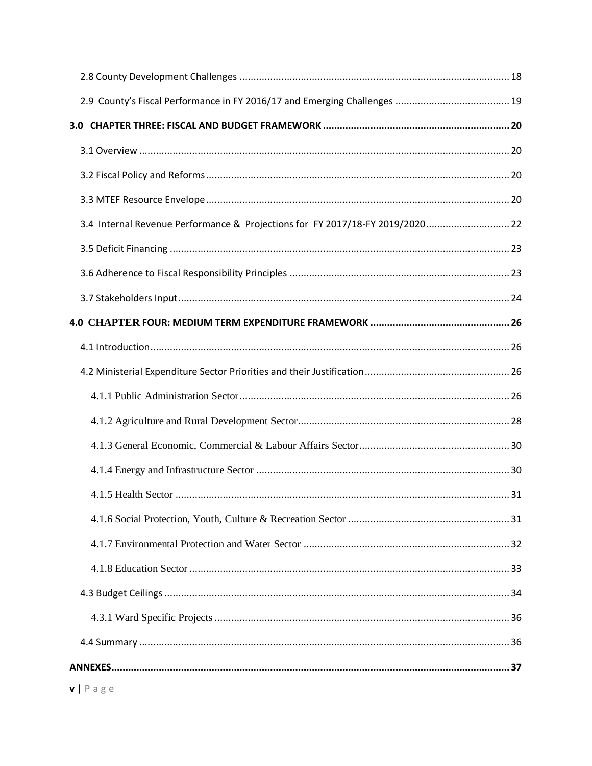2.8 County Development Challenges ................................................................................................ 18

2.9 County's Fiscal Performance in FY 2016/17 and Emerging Challenges ......................................... 19

**3.0 CHAPTER THREE: FISCAL AND BUDGET FRAMEWORK ................................................................. 20**

3.1 Overview ................................................................................................................................... 20

3.2 Fiscal Policy and Reforms ............................................................................................................ 20

3.3 MTEF Resource Envelope ............................................................................................................ 20

3.4 Internal Revenue Performance & Projections for FY 2017/18-FY 2019/2020 ............................. 22

3.5 Deficit Financing ......................................................................................................................... 23

3.6 Adherence to Fiscal Responsibility Principles .............................................................................. 23

3.7 Stakeholders Input ...................................................................................................................... 24

**4.0 CHAPTER FOUR: MEDIUM TERM EXPENDITURE FRAMEWORK ................................................. 26**

4.1 Introduction ................................................................................................................................ 26

4.2 Ministerial Expenditure Sector Priorities and their Justification .................................................... 26

4.1.1 Public Administration Sector ................................................................................................ 26

4.1.2 Agriculture and Rural Development Sector ........................................................................... 28

4.1.3 General Economic, Commercial & Labour Affairs Sector ...................................................... 30

4.1.4 Energy and Infrastructure Sector .......................................................................................... 30

4.1.5 Health Sector ....................................................................................................................... 31

4.1.6 Social Protection, Youth, Culture & Recreation Sector .......................................................... 31

4.1.7 Environmental Protection and Water Sector ......................................................................... 32

4.1.8 Education Sector .................................................................................................................. 33

4.3 Budget Ceilings ........................................................................................................................... 34

4.3.1 Ward Specific Projects ......................................................................................................... 36

4.4 Summary .................................................................................................................................... 36

**ANNEXES ............................................................................................................................................ 37**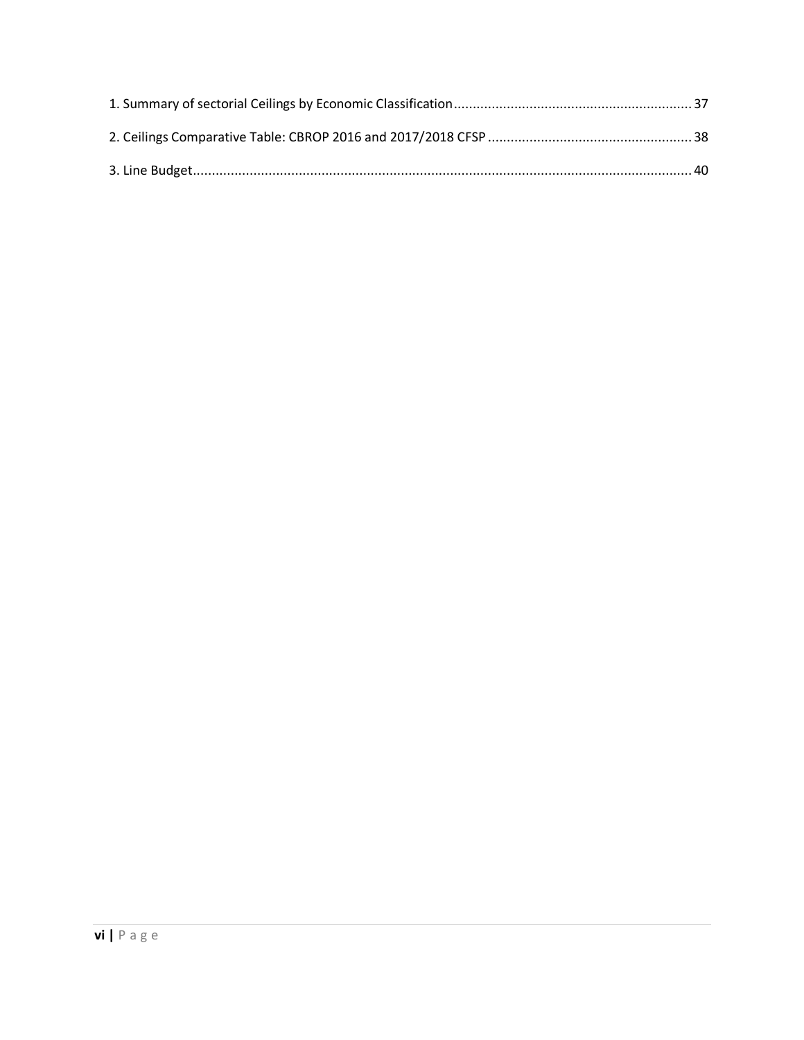1. Summary of sectorial Ceilings by Economic Classification ............................................................... 37

2. Ceilings Comparative Table: CBROP 2016 and 2017/2018 CFSP ...................................................... 38

3. Line Budget .................................................................................................................................... 40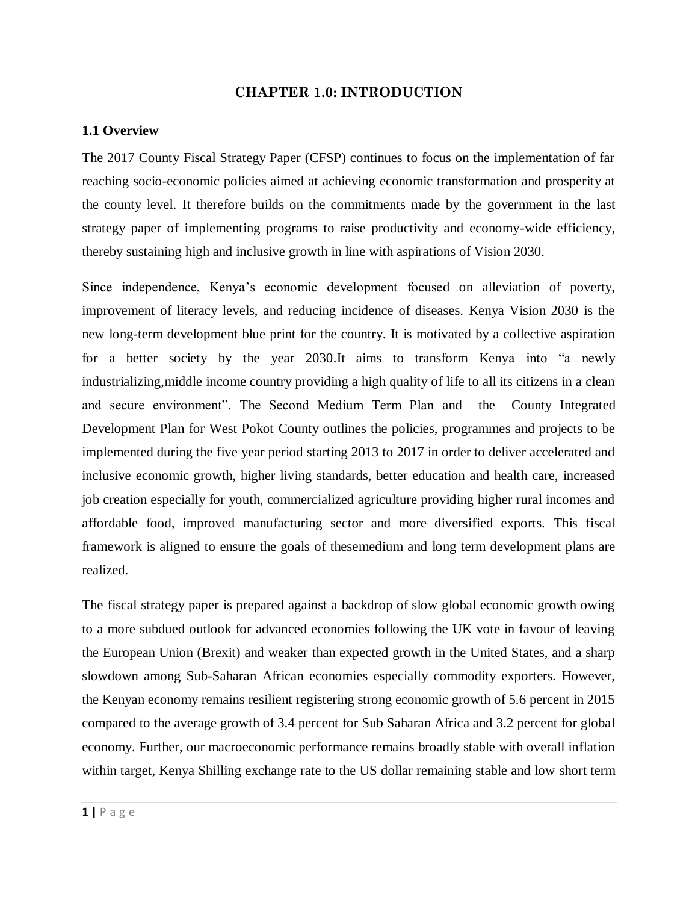# CHAPTER 1.0: INTRODUCTION

## 1.1 Overview

The 2017 County Fiscal Strategy Paper (CFSP) continues to focus on the implementation of far reaching socio-economic policies aimed at achieving economic transformation and prosperity at the county level. It therefore builds on the commitments made by the government in the last strategy paper of implementing programs to raise productivity and economy-wide efficiency, thereby sustaining high and inclusive growth in line with aspirations of Vision 2030.

Since independence, Kenya's economic development focused on alleviation of poverty, improvement of literacy levels, and reducing incidence of diseases. Kenya Vision 2030 is the new long-term development blue print for the country. It is motivated by a collective aspiration for a better society by the year 2030.It aims to transform Kenya into "a newly industrializing,middle income country providing a high quality of life to all its citizens in a clean and secure environment". The Second Medium Term Plan and the County Integrated Development Plan for West Pokot County outlines the policies, programmes and projects to be implemented during the five year period starting 2013 to 2017 in order to deliver accelerated and inclusive economic growth, higher living standards, better education and health care, increased job creation especially for youth, commercialized agriculture providing higher rural incomes and affordable food, improved manufacturing sector and more diversified exports. This fiscal framework is aligned to ensure the goals of thesemedium and long term development plans are realized.

The fiscal strategy paper is prepared against a backdrop of slow global economic growth owing to a more subdued outlook for advanced economies following the UK vote in favour of leaving the European Union (Brexit) and weaker than expected growth in the United States, and a sharp slowdown among Sub-Saharan African economies especially commodity exporters. However, the Kenyan economy remains resilient registering strong economic growth of 5.6 percent in 2015 compared to the average growth of 3.4 percent for Sub Saharan Africa and 3.2 percent for global economy. Further, our macroeconomic performance remains broadly stable with overall inflation within target, Kenya Shilling exchange rate to the US dollar remaining stable and low short term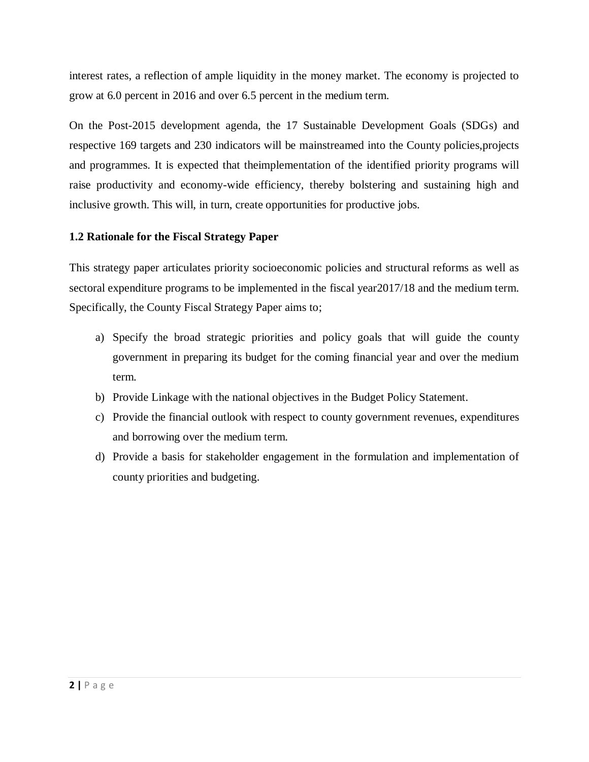interest rates, a reflection of ample liquidity in the money market. The economy is projected to grow at 6.0 percent in 2016 and over 6.5 percent in the medium term.

On the Post-2015 development agenda, the 17 Sustainable Development Goals (SDGs) and respective 169 targets and 230 indicators will be mainstreamed into the County policies,projects and programmes. It is expected that theimplementation of the identified priority programs will raise productivity and economy-wide efficiency, thereby bolstering and sustaining high and inclusive growth. This will, in turn, create opportunities for productive jobs.

## 1.2 Rationale for the Fiscal Strategy Paper

This strategy paper articulates priority socioeconomic policies and structural reforms as well as sectoral expenditure programs to be implemented in the fiscal year2017/18 and the medium term. Specifically, the County Fiscal Strategy Paper aims to;

a) Specify the broad strategic priorities and policy goals that will guide the county government in preparing its budget for the coming financial year and over the medium term.
b) Provide Linkage with the national objectives in the Budget Policy Statement.
c) Provide the financial outlook with respect to county government revenues, expenditures and borrowing over the medium term.
d) Provide a basis for stakeholder engagement in the formulation and implementation of county priorities and budgeting.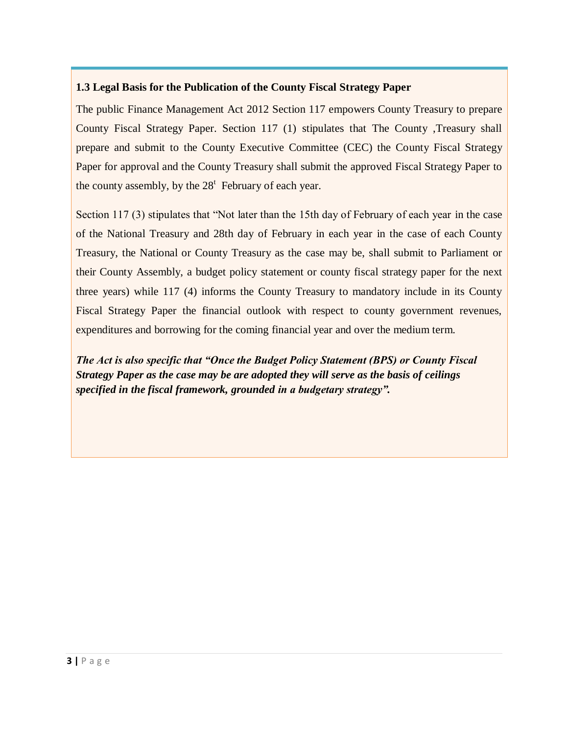### 1.3 Legal Basis for the Publication of the County Fiscal Strategy Paper

The public Finance Management Act 2012 Section 117 empowers County Treasury to prepare County Fiscal Strategy Paper. Section 117 (1) stipulates that The County ,Treasury shall prepare and submit to the County Executive Committee (CEC) the County Fiscal Strategy Paper for approval and the County Treasury shall submit the approved Fiscal Strategy Paper to the county assembly, by the 28t February of each year.

Section 117 (3) stipulates that "Not later than the 15th day of February of each year in the case of the National Treasury and 28th day of February in each year in the case of each County Treasury, the National or County Treasury as the case may be, shall submit to Parliament or their County Assembly, a budget policy statement or county fiscal strategy paper for the next three years) while 117 (4) informs the County Treasury to mandatory include in its County Fiscal Strategy Paper the financial outlook with respect to county government revenues, expenditures and borrowing for the coming financial year and over the medium term.

***The Act is also specific that "Once the Budget Policy Statement (BPS) or County Fiscal Strategy Paper as the case may be are adopted they will serve as the basis of ceilings specified in the fiscal framework, grounded in a budgetary strategy".***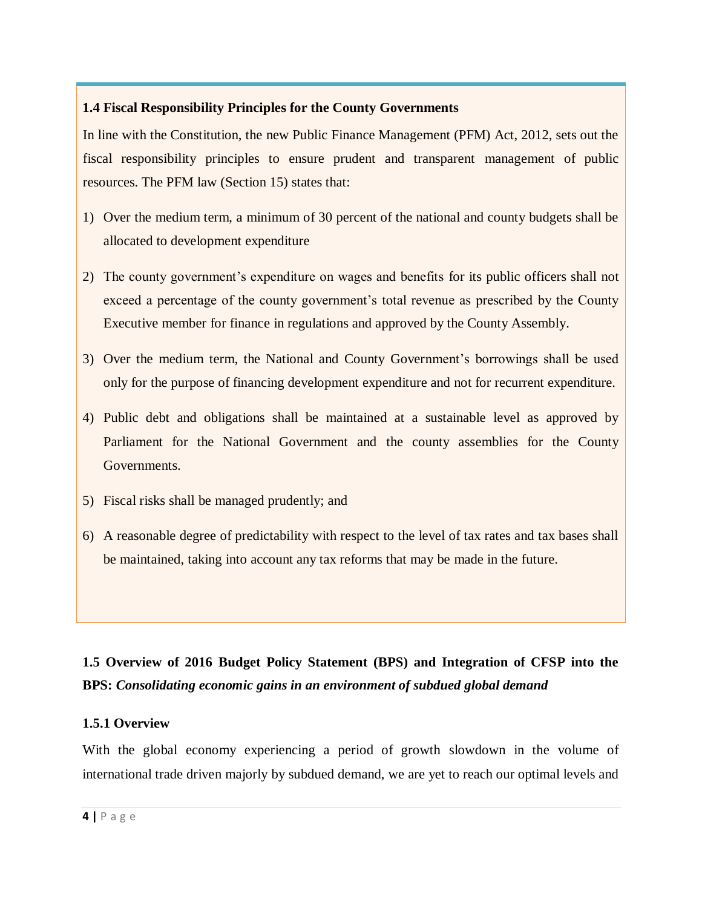### 1.4 Fiscal Responsibility Principles for the County Governments

In line with the Constitution, the new Public Finance Management (PFM) Act, 2012, sets out the fiscal responsibility principles to ensure prudent and transparent management of public resources. The PFM law (Section 15) states that:

1) Over the medium term, a minimum of 30 percent of the national and county budgets shall be allocated to development expenditure

2) The county government's expenditure on wages and benefits for its public officers shall not exceed a percentage of the county government's total revenue as prescribed by the County Executive member for finance in regulations and approved by the County Assembly.

3) Over the medium term, the National and County Government's borrowings shall be used only for the purpose of financing development expenditure and not for recurrent expenditure.

4) Public debt and obligations shall be maintained at a sustainable level as approved by Parliament for the National Government and the county assemblies for the County Governments.

5) Fiscal risks shall be managed prudently; and

6) A reasonable degree of predictability with respect to the level of tax rates and tax bases shall be maintained, taking into account any tax reforms that may be made in the future.

## 1.5 Overview of 2016 Budget Policy Statement (BPS) and Integration of CFSP into the BPS: *Consolidating economic gains in an environment of subdued global demand*

### 1.5.1 Overview

With the global economy experiencing a period of growth slowdown in the volume of international trade driven majorly by subdued demand, we are yet to reach our optimal levels and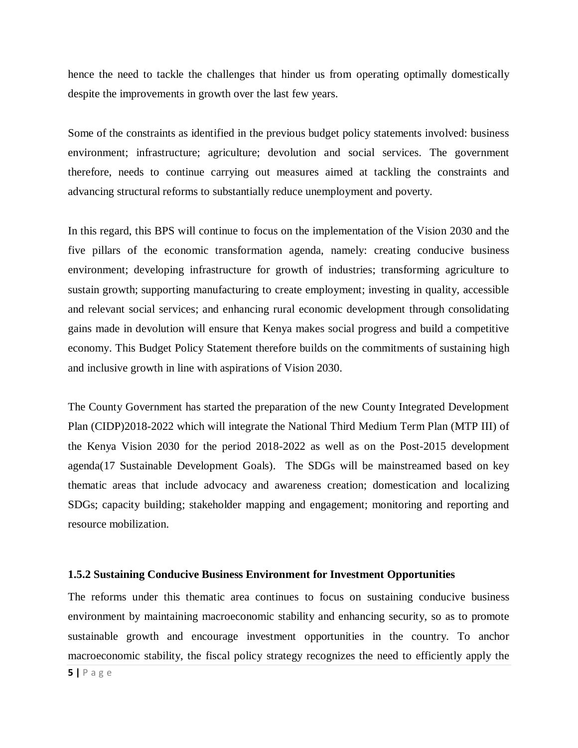hence the need to tackle the challenges that hinder us from operating optimally domestically despite the improvements in growth over the last few years.

Some of the constraints as identified in the previous budget policy statements involved: business environment; infrastructure; agriculture; devolution and social services. The government therefore, needs to continue carrying out measures aimed at tackling the constraints and advancing structural reforms to substantially reduce unemployment and poverty.

In this regard, this BPS will continue to focus on the implementation of the Vision 2030 and the five pillars of the economic transformation agenda, namely: creating conducive business environment; developing infrastructure for growth of industries; transforming agriculture to sustain growth; supporting manufacturing to create employment; investing in quality, accessible and relevant social services; and enhancing rural economic development through consolidating gains made in devolution will ensure that Kenya makes social progress and build a competitive economy. This Budget Policy Statement therefore builds on the commitments of sustaining high and inclusive growth in line with aspirations of Vision 2030.

The County Government has started the preparation of the new County Integrated Development Plan (CIDP)2018-2022 which will integrate the National Third Medium Term Plan (MTP III) of the Kenya Vision 2030 for the period 2018-2022 as well as on the Post-2015 development agenda(17 Sustainable Development Goals). The SDGs will be mainstreamed based on key thematic areas that include advocacy and awareness creation; domestication and localizing SDGs; capacity building; stakeholder mapping and engagement; monitoring and reporting and resource mobilization.

### 1.5.2 Sustaining Conducive Business Environment for Investment Opportunities

The reforms under this thematic area continues to focus on sustaining conducive business environment by maintaining macroeconomic stability and enhancing security, so as to promote sustainable growth and encourage investment opportunities in the country. To anchor macroeconomic stability, the fiscal policy strategy recognizes the need to efficiently apply the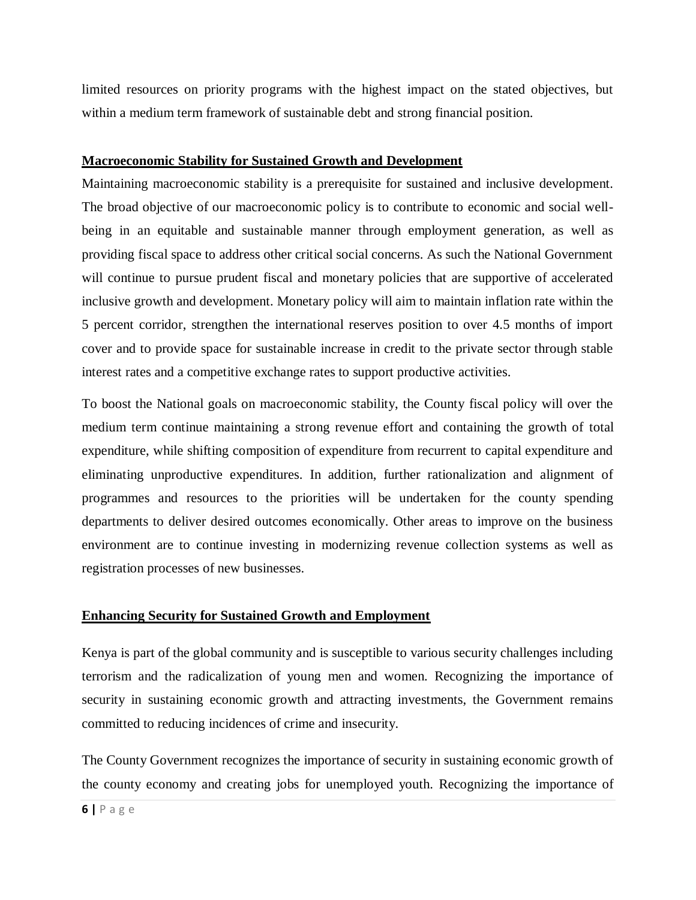limited resources on priority programs with the highest impact on the stated objectives, but within a medium term framework of sustainable debt and strong financial position.

## Macroeconomic Stability for Sustained Growth and Development

Maintaining macroeconomic stability is a prerequisite for sustained and inclusive development. The broad objective of our macroeconomic policy is to contribute to economic and social well-being in an equitable and sustainable manner through employment generation, as well as providing fiscal space to address other critical social concerns. As such the National Government will continue to pursue prudent fiscal and monetary policies that are supportive of accelerated inclusive growth and development. Monetary policy will aim to maintain inflation rate within the 5 percent corridor, strengthen the international reserves position to over 4.5 months of import cover and to provide space for sustainable increase in credit to the private sector through stable interest rates and a competitive exchange rates to support productive activities.

To boost the National goals on macroeconomic stability, the County fiscal policy will over the medium term continue maintaining a strong revenue effort and containing the growth of total expenditure, while shifting composition of expenditure from recurrent to capital expenditure and eliminating unproductive expenditures. In addition, further rationalization and alignment of programmes and resources to the priorities will be undertaken for the county spending departments to deliver desired outcomes economically. Other areas to improve on the business environment are to continue investing in modernizing revenue collection systems as well as registration processes of new businesses.

## Enhancing Security for Sustained Growth and Employment

Kenya is part of the global community and is susceptible to various security challenges including terrorism and the radicalization of young men and women. Recognizing the importance of security in sustaining economic growth and attracting investments, the Government remains committed to reducing incidences of crime and insecurity.

The County Government recognizes the importance of security in sustaining economic growth of the county economy and creating jobs for unemployed youth. Recognizing the importance of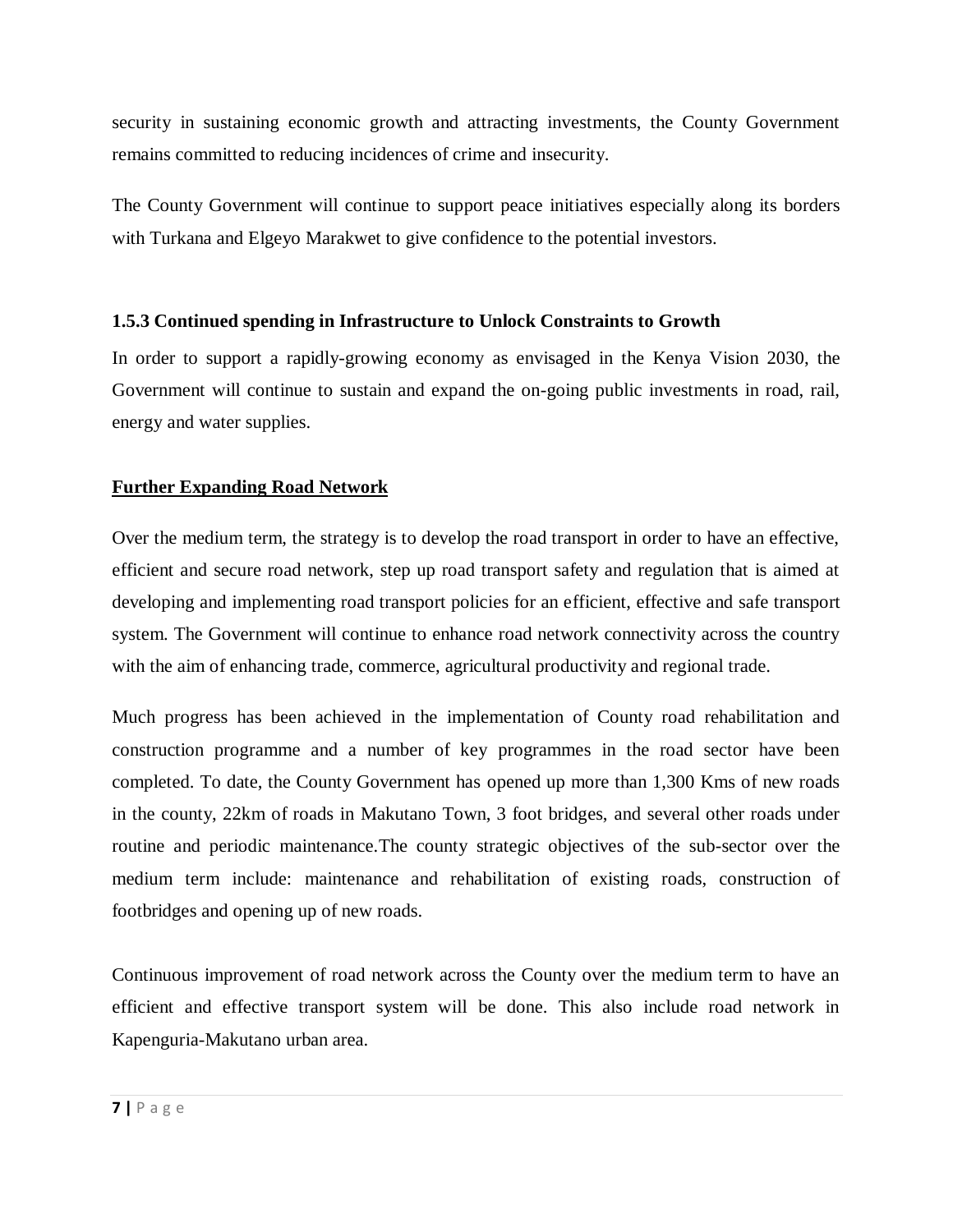security in sustaining economic growth and attracting investments, the County Government remains committed to reducing incidences of crime and insecurity.

The County Government will continue to support peace initiatives especially along its borders with Turkana and Elgeyo Marakwet to give confidence to the potential investors.

### 1.5.3 Continued spending in Infrastructure to Unlock Constraints to Growth

In order to support a rapidly-growing economy as envisaged in the Kenya Vision 2030, the Government will continue to sustain and expand the on-going public investments in road, rail, energy and water supplies.

**Further Expanding Road Network**

Over the medium term, the strategy is to develop the road transport in order to have an effective, efficient and secure road network, step up road transport safety and regulation that is aimed at developing and implementing road transport policies for an efficient, effective and safe transport system. The Government will continue to enhance road network connectivity across the country with the aim of enhancing trade, commerce, agricultural productivity and regional trade.

Much progress has been achieved in the implementation of County road rehabilitation and construction programme and a number of key programmes in the road sector have been completed. To date, the County Government has opened up more than 1,300 Kms of new roads in the county, 22km of roads in Makutano Town, 3 foot bridges, and several other roads under routine and periodic maintenance.The county strategic objectives of the sub-sector over the medium term include: maintenance and rehabilitation of existing roads, construction of footbridges and opening up of new roads.

Continuous improvement of road network across the County over the medium term to have an efficient and effective transport system will be done. This also include road network in Kapenguria-Makutano urban area.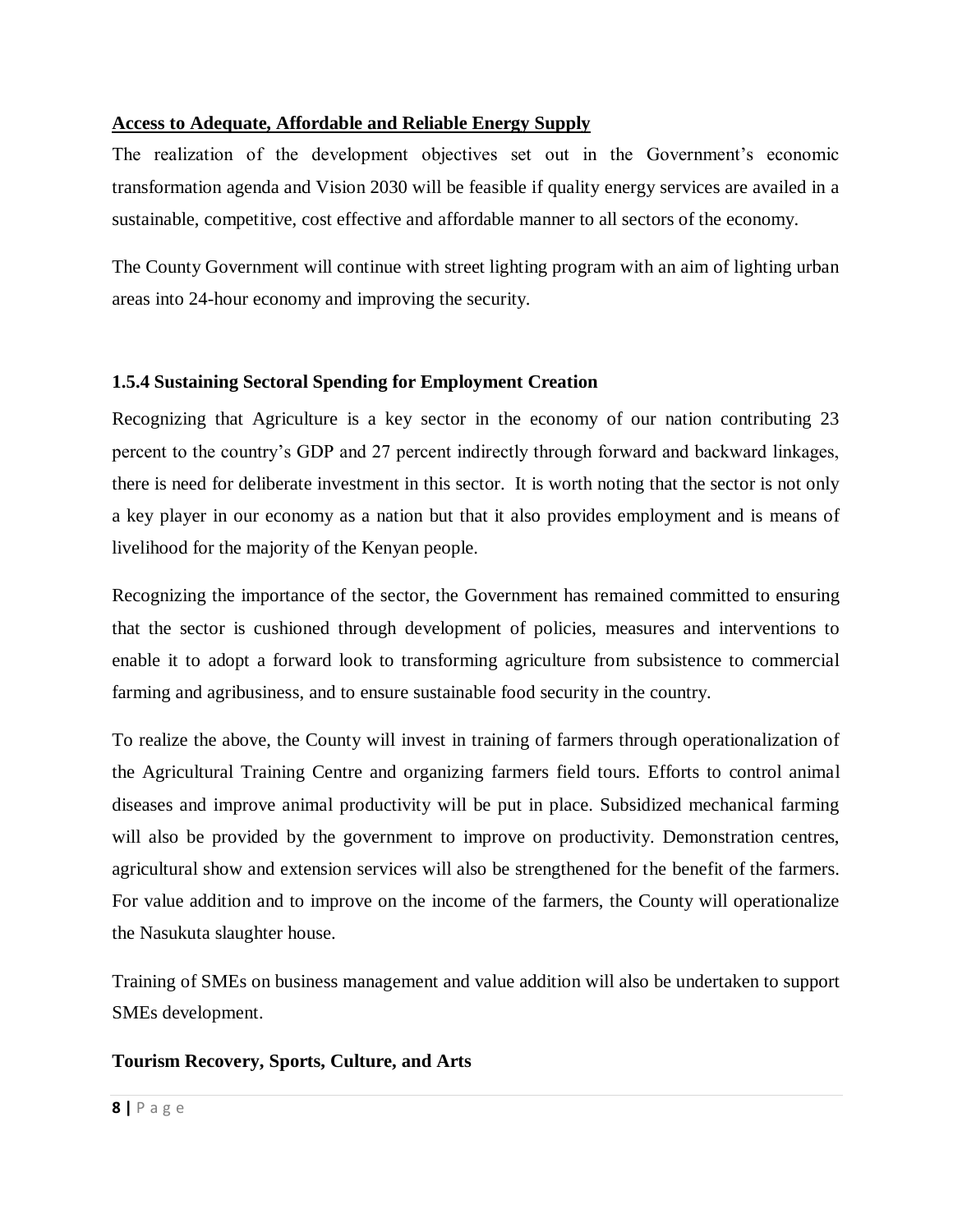**Access to Adequate, Affordable and Reliable Energy Supply**

The realization of the development objectives set out in the Government's economic transformation agenda and Vision 2030 will be feasible if quality energy services are availed in a sustainable, competitive, cost effective and affordable manner to all sectors of the economy.

The County Government will continue with street lighting program with an aim of lighting urban areas into 24-hour economy and improving the security.

### 1.5.4 Sustaining Sectoral Spending for Employment Creation

Recognizing that Agriculture is a key sector in the economy of our nation contributing 23 percent to the country's GDP and 27 percent indirectly through forward and backward linkages, there is need for deliberate investment in this sector. It is worth noting that the sector is not only a key player in our economy as a nation but that it also provides employment and is means of livelihood for the majority of the Kenyan people.

Recognizing the importance of the sector, the Government has remained committed to ensuring that the sector is cushioned through development of policies, measures and interventions to enable it to adopt a forward look to transforming agriculture from subsistence to commercial farming and agribusiness, and to ensure sustainable food security in the country.

To realize the above, the County will invest in training of farmers through operationalization of the Agricultural Training Centre and organizing farmers field tours. Efforts to control animal diseases and improve animal productivity will be put in place. Subsidized mechanical farming will also be provided by the government to improve on productivity. Demonstration centres, agricultural show and extension services will also be strengthened for the benefit of the farmers. For value addition and to improve on the income of the farmers, the County will operationalize the Nasukuta slaughter house.

Training of SMEs on business management and value addition will also be undertaken to support SMEs development.

**Tourism Recovery, Sports, Culture, and Arts**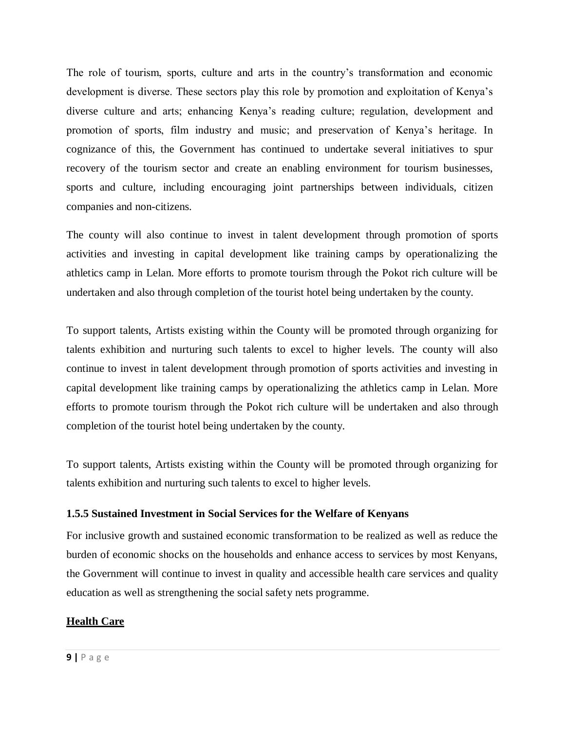The role of tourism, sports, culture and arts in the country's transformation and economic development is diverse. These sectors play this role by promotion and exploitation of Kenya's diverse culture and arts; enhancing Kenya's reading culture; regulation, development and promotion of sports, film industry and music; and preservation of Kenya's heritage. In cognizance of this, the Government has continued to undertake several initiatives to spur recovery of the tourism sector and create an enabling environment for tourism businesses, sports and culture, including encouraging joint partnerships between individuals, citizen companies and non-citizens.

The county will also continue to invest in talent development through promotion of sports activities and investing in capital development like training camps by operationalizing the athletics camp in Lelan. More efforts to promote tourism through the Pokot rich culture will be undertaken and also through completion of the tourist hotel being undertaken by the county.

To support talents, Artists existing within the County will be promoted through organizing for talents exhibition and nurturing such talents to excel to higher levels. The county will also continue to invest in talent development through promotion of sports activities and investing in capital development like training camps by operationalizing the athletics camp in Lelan. More efforts to promote tourism through the Pokot rich culture will be undertaken and also through completion of the tourist hotel being undertaken by the county.

To support talents, Artists existing within the County will be promoted through organizing for talents exhibition and nurturing such talents to excel to higher levels.

### 1.5.5 Sustained Investment in Social Services for the Welfare of Kenyans

For inclusive growth and sustained economic transformation to be realized as well as reduce the burden of economic shocks on the households and enhance access to services by most Kenyans, the Government will continue to invest in quality and accessible health care services and quality education as well as strengthening the social safety nets programme.

**Health Care**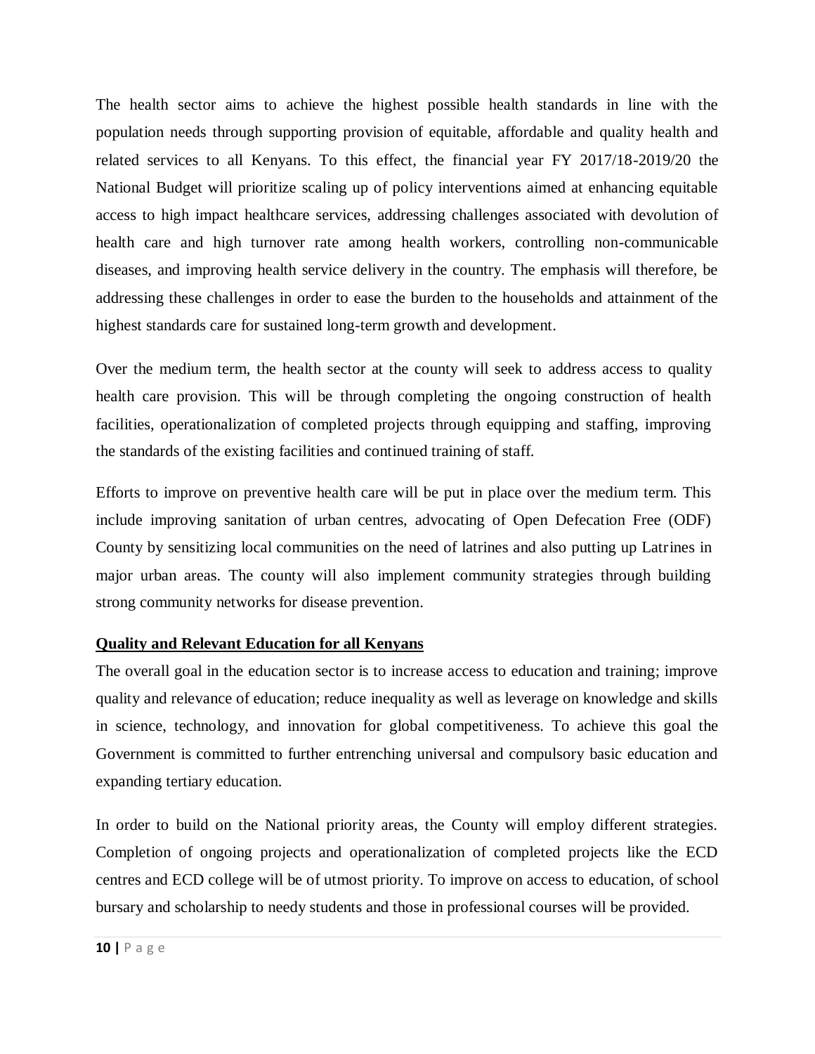The health sector aims to achieve the highest possible health standards in line with the population needs through supporting provision of equitable, affordable and quality health and related services to all Kenyans. To this effect, the financial year FY 2017/18-2019/20 the National Budget will prioritize scaling up of policy interventions aimed at enhancing equitable access to high impact healthcare services, addressing challenges associated with devolution of health care and high turnover rate among health workers, controlling non-communicable diseases, and improving health service delivery in the country. The emphasis will therefore, be addressing these challenges in order to ease the burden to the households and attainment of the highest standards care for sustained long-term growth and development.

Over the medium term, the health sector at the county will seek to address access to quality health care provision. This will be through completing the ongoing construction of health facilities, operationalization of completed projects through equipping and staffing, improving the standards of the existing facilities and continued training of staff.

Efforts to improve on preventive health care will be put in place over the medium term. This include improving sanitation of urban centres, advocating of Open Defecation Free (ODF) County by sensitizing local communities on the need of latrines and also putting up Latrines in major urban areas. The county will also implement community strategies through building strong community networks for disease prevention.

**Quality and Relevant Education for all Kenyans**

The overall goal in the education sector is to increase access to education and training; improve quality and relevance of education; reduce inequality as well as leverage on knowledge and skills in science, technology, and innovation for global competitiveness. To achieve this goal the Government is committed to further entrenching universal and compulsory basic education and expanding tertiary education.

In order to build on the National priority areas, the County will employ different strategies. Completion of ongoing projects and operationalization of completed projects like the ECD centres and ECD college will be of utmost priority. To improve on access to education, of school bursary and scholarship to needy students and those in professional courses will be provided.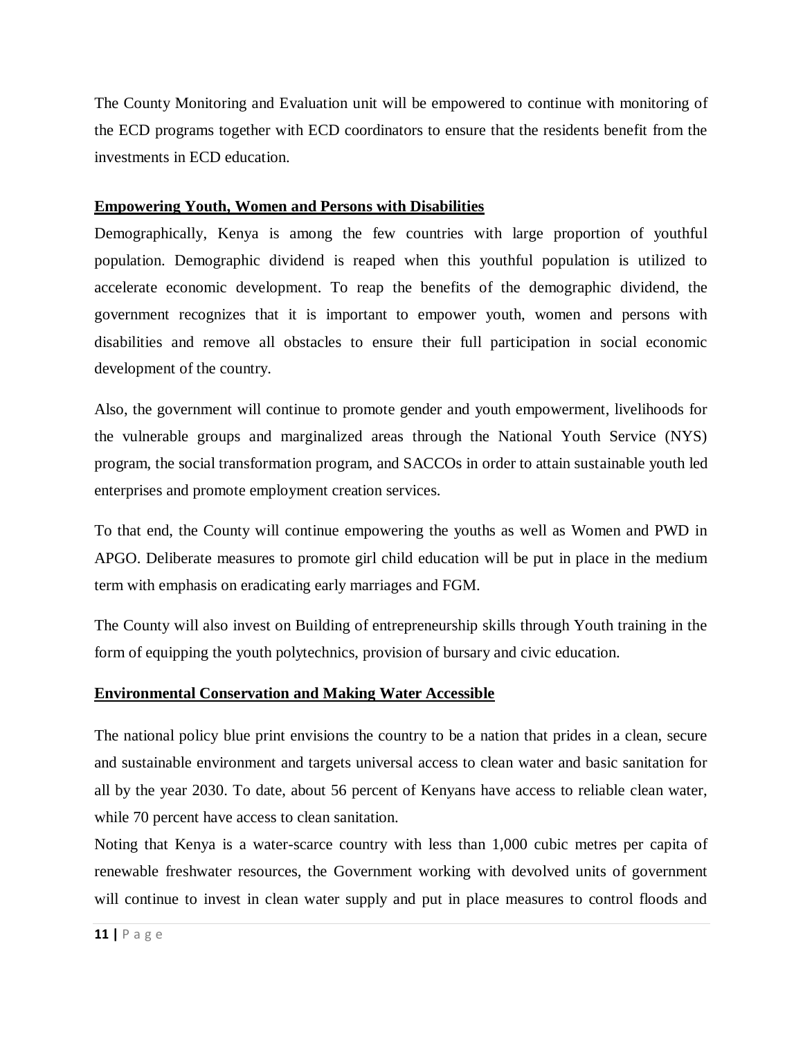The County Monitoring and Evaluation unit will be empowered to continue with monitoring of the ECD programs together with ECD coordinators to ensure that the residents benefit from the investments in ECD education.

**Empowering Youth, Women and Persons with Disabilities**

Demographically, Kenya is among the few countries with large proportion of youthful population. Demographic dividend is reaped when this youthful population is utilized to accelerate economic development. To reap the benefits of the demographic dividend, the government recognizes that it is important to empower youth, women and persons with disabilities and remove all obstacles to ensure their full participation in social economic development of the country.

Also, the government will continue to promote gender and youth empowerment, livelihoods for the vulnerable groups and marginalized areas through the National Youth Service (NYS) program, the social transformation program, and SACCOs in order to attain sustainable youth led enterprises and promote employment creation services.

To that end, the County will continue empowering the youths as well as Women and PWD in APGO. Deliberate measures to promote girl child education will be put in place in the medium term with emphasis on eradicating early marriages and FGM.

The County will also invest on Building of entrepreneurship skills through Youth training in the form of equipping the youth polytechnics, provision of bursary and civic education.

**Environmental Conservation and Making Water Accessible**

The national policy blue print envisions the country to be a nation that prides in a clean, secure and sustainable environment and targets universal access to clean water and basic sanitation for all by the year 2030. To date, about 56 percent of Kenyans have access to reliable clean water, while 70 percent have access to clean sanitation.

Noting that Kenya is a water-scarce country with less than 1,000 cubic metres per capita of renewable freshwater resources, the Government working with devolved units of government will continue to invest in clean water supply and put in place measures to control floods and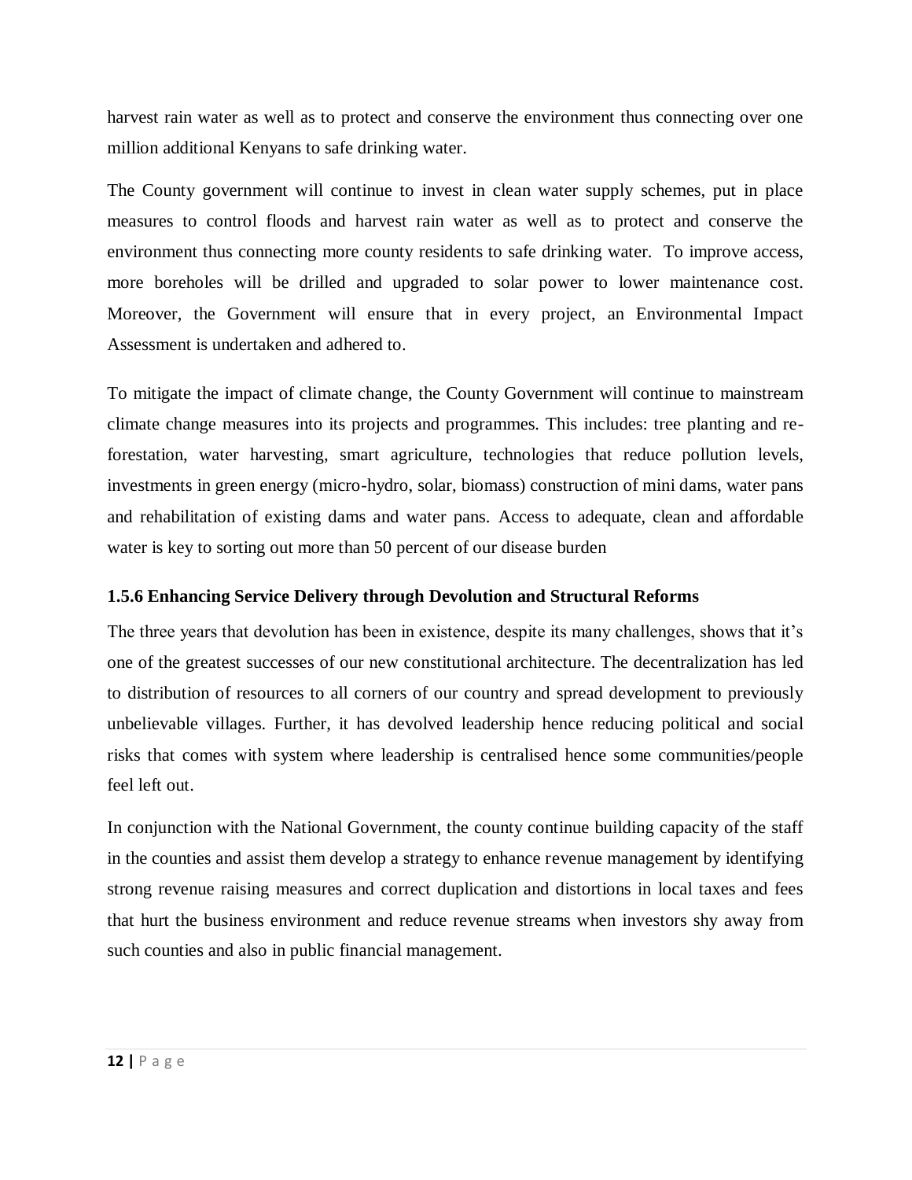harvest rain water as well as to protect and conserve the environment thus connecting over one million additional Kenyans to safe drinking water.

The County government will continue to invest in clean water supply schemes, put in place measures to control floods and harvest rain water as well as to protect and conserve the environment thus connecting more county residents to safe drinking water. To improve access, more boreholes will be drilled and upgraded to solar power to lower maintenance cost. Moreover, the Government will ensure that in every project, an Environmental Impact Assessment is undertaken and adhered to.

To mitigate the impact of climate change, the County Government will continue to mainstream climate change measures into its projects and programmes. This includes: tree planting and re-forestation, water harvesting, smart agriculture, technologies that reduce pollution levels, investments in green energy (micro-hydro, solar, biomass) construction of mini dams, water pans and rehabilitation of existing dams and water pans. Access to adequate, clean and affordable water is key to sorting out more than 50 percent of our disease burden

### 1.5.6 Enhancing Service Delivery through Devolution and Structural Reforms

The three years that devolution has been in existence, despite its many challenges, shows that it's one of the greatest successes of our new constitutional architecture. The decentralization has led to distribution of resources to all corners of our country and spread development to previously unbelievable villages. Further, it has devolved leadership hence reducing political and social risks that comes with system where leadership is centralised hence some communities/people feel left out.

In conjunction with the National Government, the county continue building capacity of the staff in the counties and assist them develop a strategy to enhance revenue management by identifying strong revenue raising measures and correct duplication and distortions in local taxes and fees that hurt the business environment and reduce revenue streams when investors shy away from such counties and also in public financial management.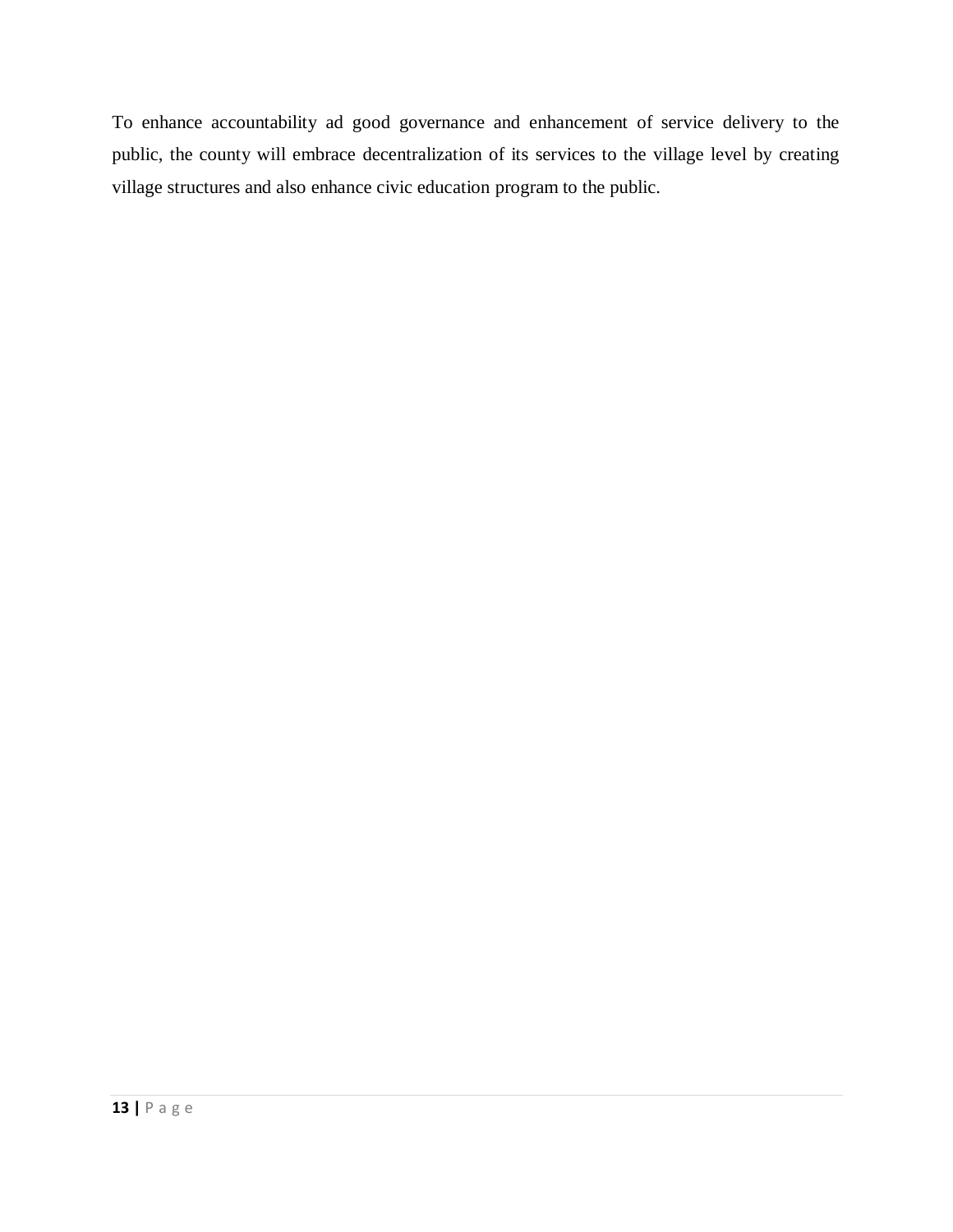To enhance accountability ad good governance and enhancement of service delivery to the public, the county will embrace decentralization of its services to the village level by creating village structures and also enhance civic education program to the public.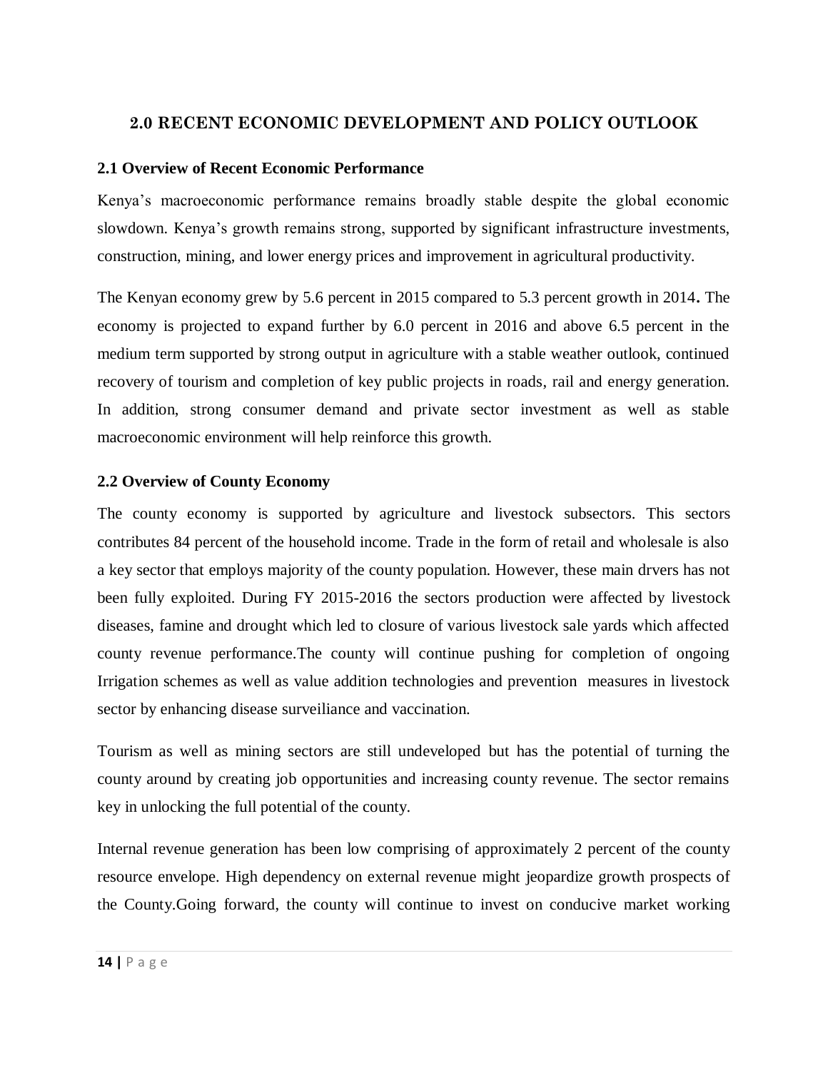## 2.0 RECENT ECONOMIC DEVELOPMENT AND POLICY OUTLOOK

### 2.1 Overview of Recent Economic Performance

Kenya's macroeconomic performance remains broadly stable despite the global economic slowdown. Kenya's growth remains strong, supported by significant infrastructure investments, construction, mining, and lower energy prices and improvement in agricultural productivity.

The Kenyan economy grew by 5.6 percent in 2015 compared to 5.3 percent growth in 2014**.** The economy is projected to expand further by 6.0 percent in 2016 and above 6.5 percent in the medium term supported by strong output in agriculture with a stable weather outlook, continued recovery of tourism and completion of key public projects in roads, rail and energy generation. In addition, strong consumer demand and private sector investment as well as stable macroeconomic environment will help reinforce this growth.

### 2.2 Overview of County Economy

The county economy is supported by agriculture and livestock subsectors. This sectors contributes 84 percent of the household income. Trade in the form of retail and wholesale is also a key sector that employs majority of the county population. However, these main drvers has not been fully exploited. During FY 2015-2016 the sectors production were affected by livestock diseases, famine and drought which led to closure of various livestock sale yards which affected county revenue performance.The county will continue pushing for completion of ongoing Irrigation schemes as well as value addition technologies and prevention measures in livestock sector by enhancing disease surveiliance and vaccination.

Tourism as well as mining sectors are still undeveloped but has the potential of turning the county around by creating job opportunities and increasing county revenue. The sector remains key in unlocking the full potential of the county.

Internal revenue generation has been low comprising of approximately 2 percent of the county resource envelope. High dependency on external revenue might jeopardize growth prospects of the County.Going forward, the county will continue to invest on conducive market working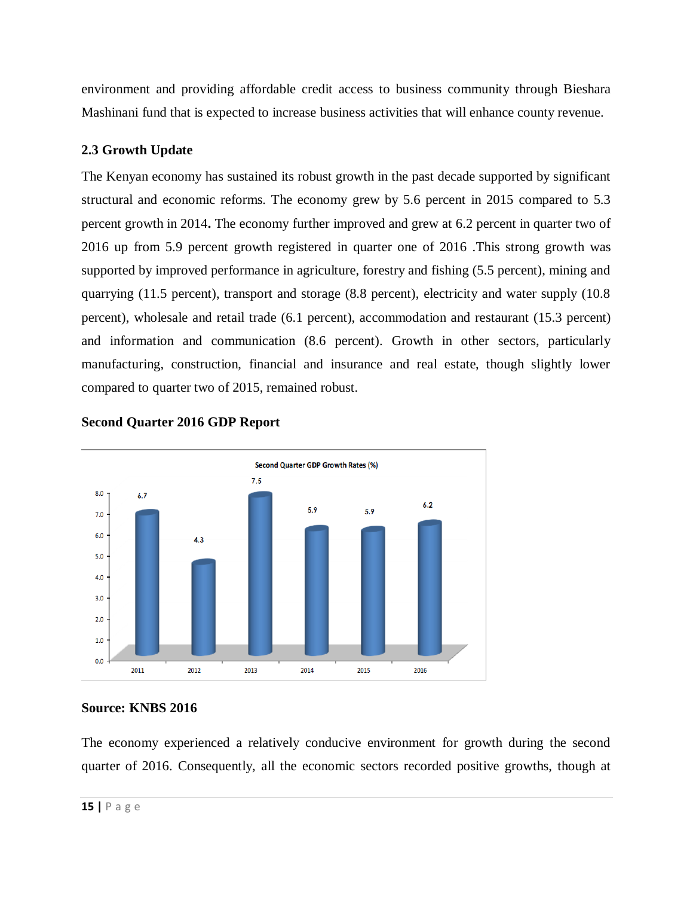environment and providing affordable credit access to business community through Bieshara Mashinani fund that is expected to increase business activities that will enhance county revenue.

### 2.3 Growth Update

The Kenyan economy has sustained its robust growth in the past decade supported by significant structural and economic reforms. The economy grew by 5.6 percent in 2015 compared to 5.3 percent growth in 2014**.** The economy further improved and grew at 6.2 percent in quarter two of 2016 up from 5.9 percent growth registered in quarter one of 2016 .This strong growth was supported by improved performance in agriculture, forestry and fishing (5.5 percent), mining and quarrying (11.5 percent), transport and storage (8.8 percent), electricity and water supply (10.8 percent), wholesale and retail trade (6.1 percent), accommodation and restaurant (15.3 percent) and information and communication (8.6 percent). Growth in other sectors, particularly manufacturing, construction, financial and insurance and real estate, though slightly lower compared to quarter two of 2015, remained robust.

**Second Quarter 2016 GDP Report**

Second Quarter GDP Growth Rates (%)

8.0
7.0
6.0
5.0
4.0
3.0
2.0
1.0
0.0

6.7
4.3
7.5
5.9
5.9
6.2

2011
2012
2013
2014
2015
2016

**Source: KNBS 2016**

The economy experienced a relatively conducive environment for growth during the second quarter of 2016. Consequently, all the economic sectors recorded positive growths, though at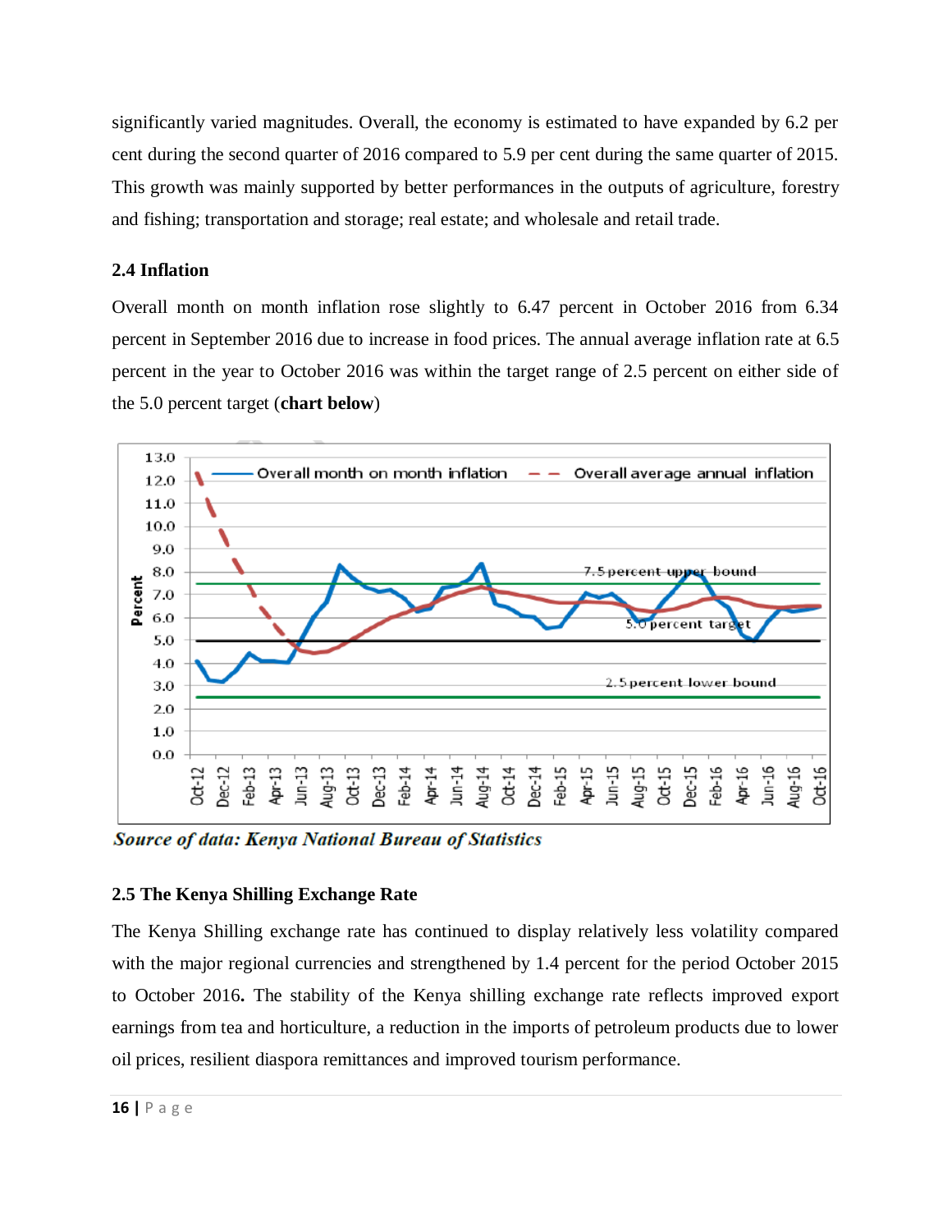significantly varied magnitudes. Overall, the economy is estimated to have expanded by 6.2 per cent during the second quarter of 2016 compared to 5.9 per cent during the same quarter of 2015. This growth was mainly supported by better performances in the outputs of agriculture, forestry and fishing; transportation and storage; real estate; and wholesale and retail trade.

### 2.4 Inflation

Overall month on month inflation rose slightly to 6.47 percent in October 2016 from 6.34 percent in September 2016 due to increase in food prices. The annual average inflation rate at 6.5 percent in the year to October 2016 was within the target range of 2.5 percent on either side of the 5.0 percent target (**chart below**)

Overall month on month inflation
Overall average annual inflation
Percent
13.0
12.0
11.0
10.0
9.0
8.0
7.0
6.0
5.0
4.0
3.0
2.0
1.0
0.0
7.5 percent upper bound
5.0 percent target
2.5 percent lower bound
Oct-12
Dec-12
Feb-13
Apr-13
Jun-13
Aug-13
Oct-13
Dec-13
Feb-14
Apr-14
Jun-14
Aug-14
Oct-14
Dec-14
Feb-15
Apr-15
Jun-15
Aug-15
Oct-15
Dec-15
Feb-16
Apr-16
Jun-16
Aug-16
Oct-16

***Source of data: Kenya National Bureau of Statistics***

### 2.5 The Kenya Shilling Exchange Rate

The Kenya Shilling exchange rate has continued to display relatively less volatility compared with the major regional currencies and strengthened by 1.4 percent for the period October 2015 to October 2016**.** The stability of the Kenya shilling exchange rate reflects improved export earnings from tea and horticulture, a reduction in the imports of petroleum products due to lower oil prices, resilient diaspora remittances and improved tourism performance.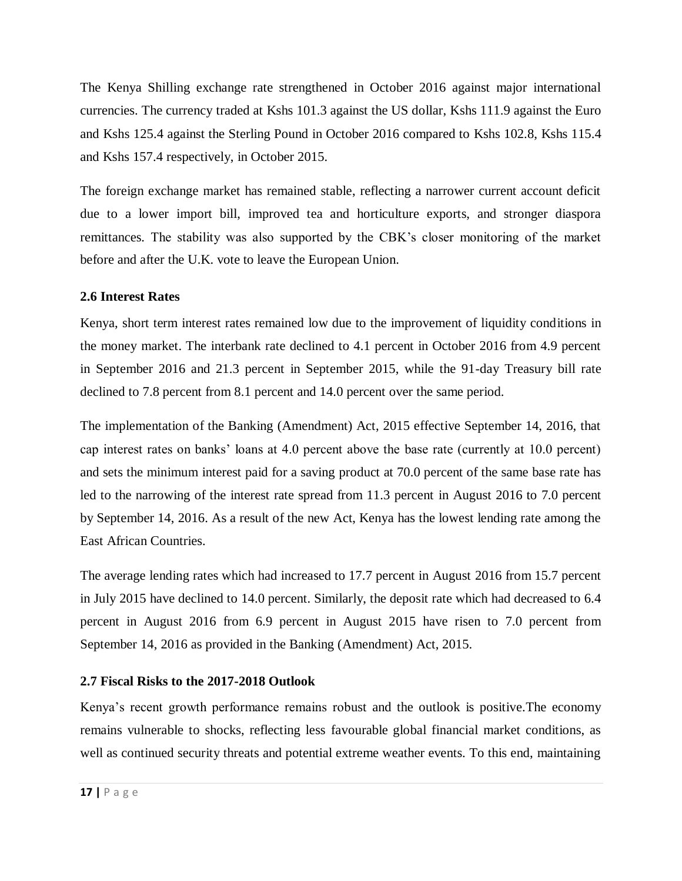The Kenya Shilling exchange rate strengthened in October 2016 against major international currencies. The currency traded at Kshs 101.3 against the US dollar, Kshs 111.9 against the Euro and Kshs 125.4 against the Sterling Pound in October 2016 compared to Kshs 102.8, Kshs 115.4 and Kshs 157.4 respectively, in October 2015.

The foreign exchange market has remained stable, reflecting a narrower current account deficit due to a lower import bill, improved tea and horticulture exports, and stronger diaspora remittances. The stability was also supported by the CBK's closer monitoring of the market before and after the U.K. vote to leave the European Union.

## 2.6 Interest Rates

Kenya, short term interest rates remained low due to the improvement of liquidity conditions in the money market. The interbank rate declined to 4.1 percent in October 2016 from 4.9 percent in September 2016 and 21.3 percent in September 2015, while the 91-day Treasury bill rate declined to 7.8 percent from 8.1 percent and 14.0 percent over the same period.

The implementation of the Banking (Amendment) Act, 2015 effective September 14, 2016, that cap interest rates on banks' loans at 4.0 percent above the base rate (currently at 10.0 percent) and sets the minimum interest paid for a saving product at 70.0 percent of the same base rate has led to the narrowing of the interest rate spread from 11.3 percent in August 2016 to 7.0 percent by September 14, 2016. As a result of the new Act, Kenya has the lowest lending rate among the East African Countries.

The average lending rates which had increased to 17.7 percent in August 2016 from 15.7 percent in July 2015 have declined to 14.0 percent. Similarly, the deposit rate which had decreased to 6.4 percent in August 2016 from 6.9 percent in August 2015 have risen to 7.0 percent from September 14, 2016 as provided in the Banking (Amendment) Act, 2015.

## 2.7 Fiscal Risks to the 2017-2018 Outlook

Kenya's recent growth performance remains robust and the outlook is positive.The economy remains vulnerable to shocks, reflecting less favourable global financial market conditions, as well as continued security threats and potential extreme weather events. To this end, maintaining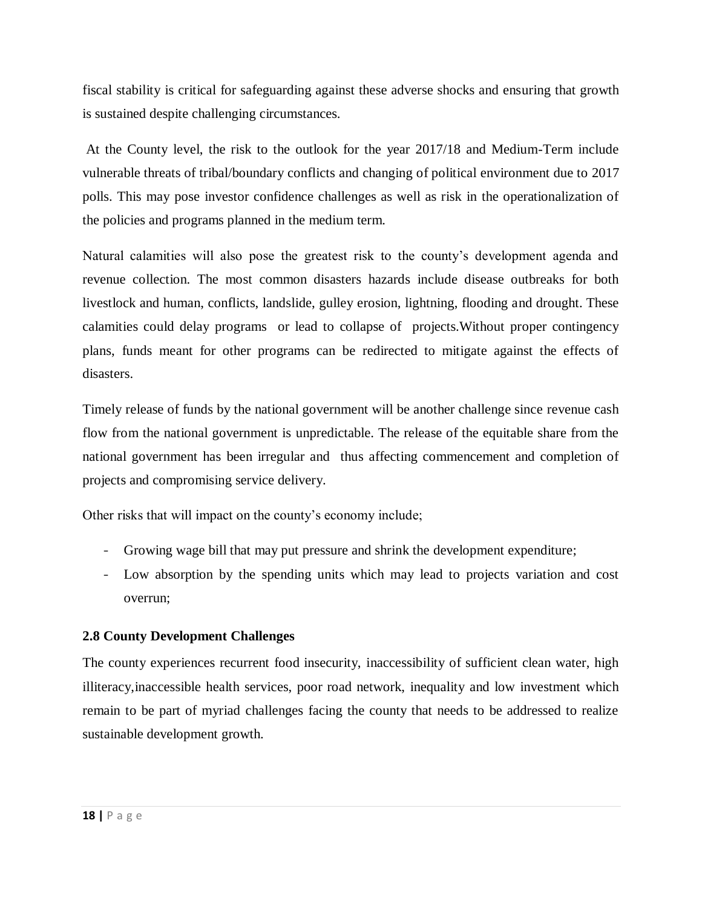fiscal stability is critical for safeguarding against these adverse shocks and ensuring that growth is sustained despite challenging circumstances.

At the County level, the risk to the outlook for the year 2017/18 and Medium-Term include vulnerable threats of tribal/boundary conflicts and changing of political environment due to 2017 polls. This may pose investor confidence challenges as well as risk in the operationalization of the policies and programs planned in the medium term.

Natural calamities will also pose the greatest risk to the county's development agenda and revenue collection. The most common disasters hazards include disease outbreaks for both livestlock and human, conflicts, landslide, gulley erosion, lightning, flooding and drought. These calamities could delay programs or lead to collapse of projects.Without proper contingency plans, funds meant for other programs can be redirected to mitigate against the effects of disasters.

Timely release of funds by the national government will be another challenge since revenue cash flow from the national government is unpredictable. The release of the equitable share from the national government has been irregular and thus affecting commencement and completion of projects and compromising service delivery.

Other risks that will impact on the county's economy include;

- Growing wage bill that may put pressure and shrink the development expenditure;
- Low absorption by the spending units which may lead to projects variation and cost overrun;

### 2.8 County Development Challenges

The county experiences recurrent food insecurity, inaccessibility of sufficient clean water, high illiteracy,inaccessible health services, poor road network, inequality and low investment which remain to be part of myriad challenges facing the county that needs to be addressed to realize sustainable development growth.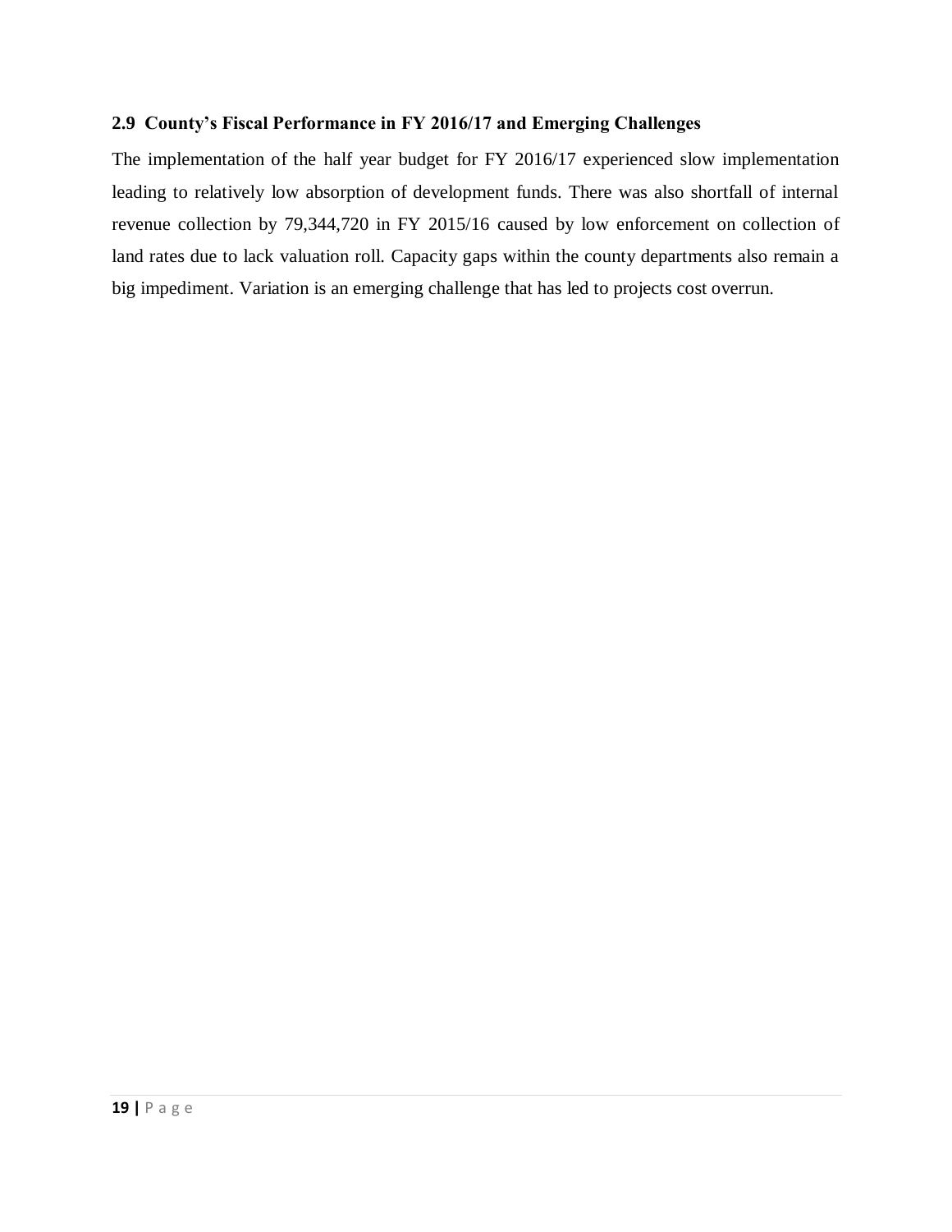## 2.9 County's Fiscal Performance in FY 2016/17 and Emerging Challenges

The implementation of the half year budget for FY 2016/17 experienced slow implementation leading to relatively low absorption of development funds. There was also shortfall of internal revenue collection by 79,344,720 in FY 2015/16 caused by low enforcement on collection of land rates due to lack valuation roll. Capacity gaps within the county departments also remain a big impediment. Variation is an emerging challenge that has led to projects cost overrun.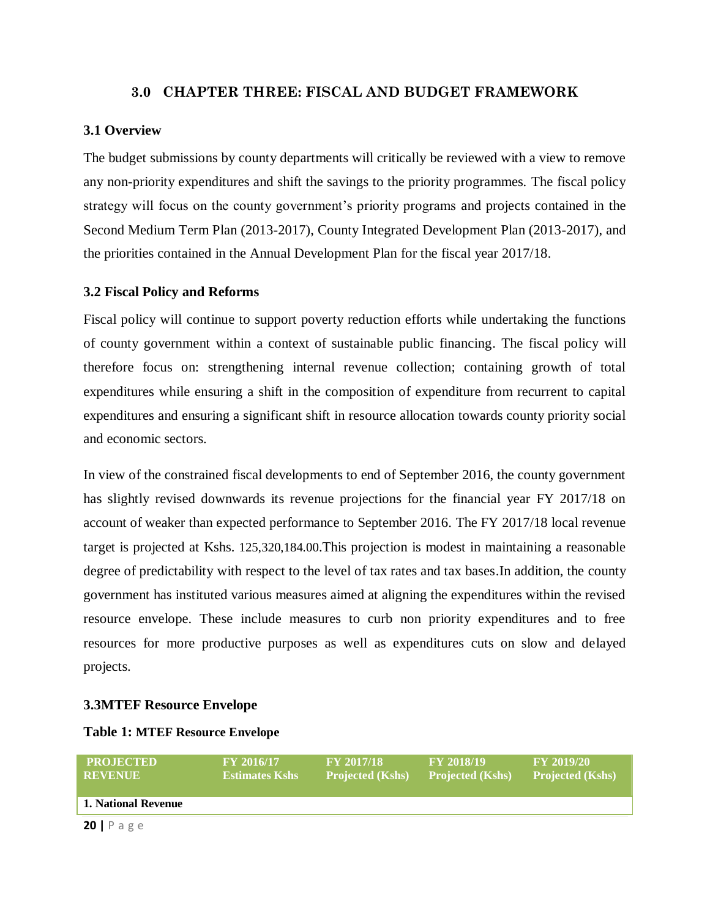# 3.0 CHAPTER THREE: FISCAL AND BUDGET FRAMEWORK

## 3.1 Overview

The budget submissions by county departments will critically be reviewed with a view to remove any non-priority expenditures and shift the savings to the priority programmes. The fiscal policy strategy will focus on the county government's priority programs and projects contained in the Second Medium Term Plan (2013-2017), County Integrated Development Plan (2013-2017), and the priorities contained in the Annual Development Plan for the fiscal year 2017/18.

## 3.2 Fiscal Policy and Reforms

Fiscal policy will continue to support poverty reduction efforts while undertaking the functions of county government within a context of sustainable public financing. The fiscal policy will therefore focus on: strengthening internal revenue collection; containing growth of total expenditures while ensuring a shift in the composition of expenditure from recurrent to capital expenditures and ensuring a significant shift in resource allocation towards county priority social and economic sectors.

In view of the constrained fiscal developments to end of September 2016, the county government has slightly revised downwards its revenue projections for the financial year FY 2017/18 on account of weaker than expected performance to September 2016. The FY 2017/18 local revenue target is projected at Kshs. 125,320,184.00.This projection is modest in maintaining a reasonable degree of predictability with respect to the level of tax rates and tax bases.In addition, the county government has instituted various measures aimed at aligning the expenditures within the revised resource envelope. These include measures to curb non priority expenditures and to free resources for more productive purposes as well as expenditures cuts on slow and delayed projects.

## 3.3MTEF Resource Envelope

**Table 1: MTEF Resource Envelope**

| PROJECTED REVENUE | FY 2016/17 Estimates Kshs | FY 2017/18 Projected (Kshs) | FY 2018/19 Projected (Kshs) | FY 2019/20 Projected (Kshs) |
|---|---|---|---|---|
| **1. National Revenue** | | | | |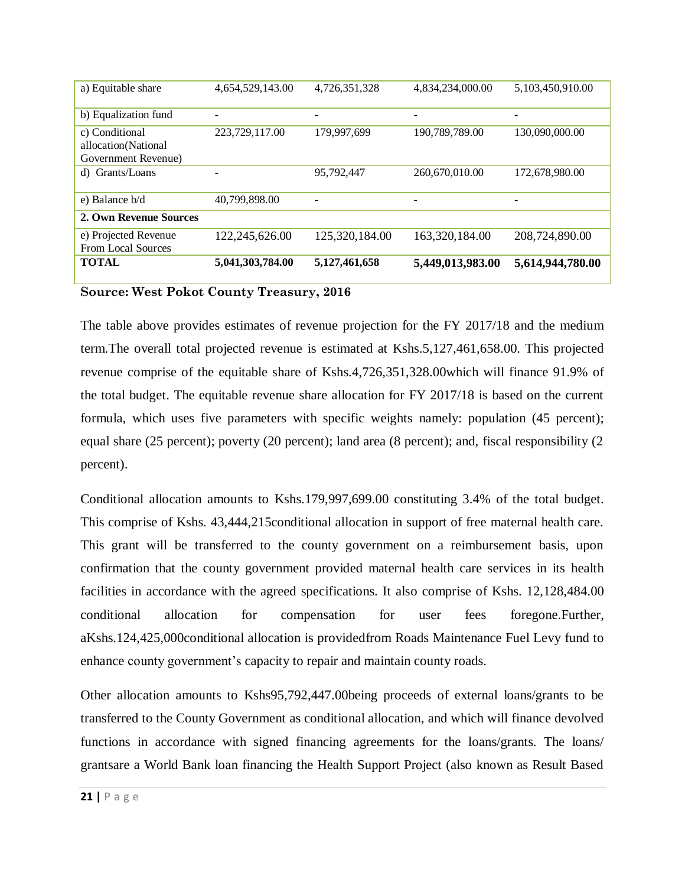| | | | | |
|---|---|---|---|---|
| a) Equitable share | 4,654,529,143.00 | 4,726,351,328 | 4,834,234,000.00 | 5,103,450,910.00 |
| b) Equalization fund | - | - | - | - |
| c) Conditional allocation(National Government Revenue) | 223,729,117.00 | 179,997,699 | 190,789,789.00 | 130,090,000.00 |
| d) Grants/Loans | - | 95,792,447 | 260,670,010.00 | 172,678,980.00 |
| e) Balance b/d | 40,799,898.00 | - | - | - |
| **2. Own Revenue Sources** | | | | |
| e) Projected Revenue From Local Sources | 122,245,626.00 | 125,320,184.00 | 163,320,184.00 | 208,724,890.00 |
| **TOTAL** | **5,041,303,784.00** | **5,127,461,658** | **5,449,013,983.00** | **5,614,944,780.00** |

**Source: West Pokot County Treasury, 2016**

The table above provides estimates of revenue projection for the FY 2017/18 and the medium term.The overall total projected revenue is estimated at Kshs.5,127,461,658.00. This projected revenue comprise of the equitable share of Kshs.4,726,351,328.00which will finance 91.9% of the total budget. The equitable revenue share allocation for FY 2017/18 is based on the current formula, which uses five parameters with specific weights namely: population (45 percent); equal share (25 percent); poverty (20 percent); land area (8 percent); and, fiscal responsibility (2 percent).

Conditional allocation amounts to Kshs.179,997,699.00 constituting 3.4% of the total budget. This comprise of Kshs. 43,444,215conditional allocation in support of free maternal health care. This grant will be transferred to the county government on a reimbursement basis, upon confirmation that the county government provided maternal health care services in its health facilities in accordance with the agreed specifications. It also comprise of Kshs. 12,128,484.00 conditional allocation for compensation for user fees foregone.Further, aKshs.124,425,000conditional allocation is providedfrom Roads Maintenance Fuel Levy fund to enhance county government's capacity to repair and maintain county roads.

Other allocation amounts to Kshs95,792,447.00being proceeds of external loans/grants to be transferred to the County Government as conditional allocation, and which will finance devolved functions in accordance with signed financing agreements for the loans/grants. The loans/ grantsare a World Bank loan financing the Health Support Project (also known as Result Based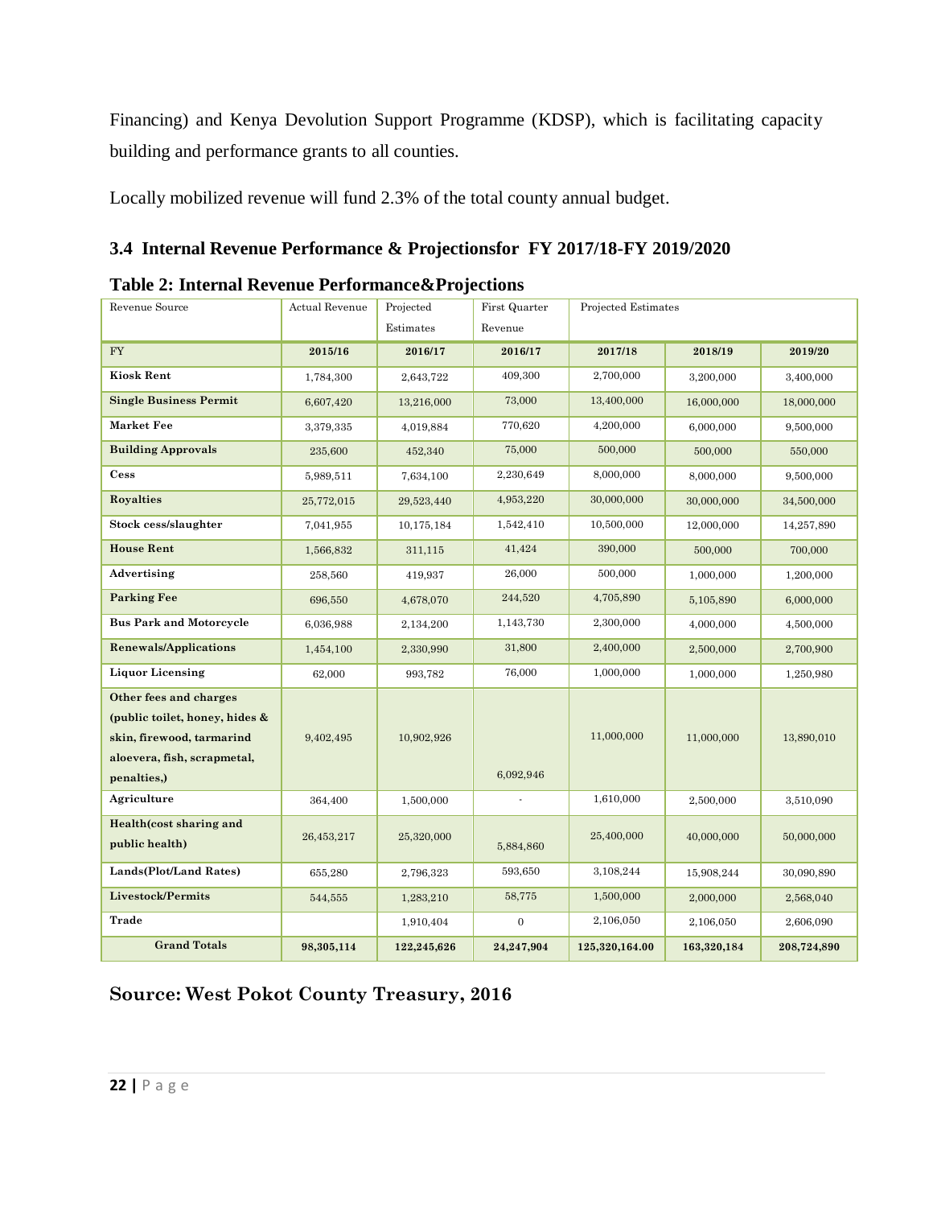Financing) and Kenya Devolution Support Programme (KDSP), which is facilitating capacity building and performance grants to all counties.

Locally mobilized revenue will fund 2.3% of the total county annual budget.

### 3.4 Internal Revenue Performance & Projectionsfor FY 2017/18-FY 2019/2020

**Table 2: Internal Revenue Performance&Projections**

| Revenue Source | Actual Revenue | Projected Estimates | First Quarter Revenue | Projected Estimates | | |
|---|---|---|---|---|---|---|
| FY | **2015/16** | **2016/17** | **2016/17** | **2017/18** | **2018/19** | **2019/20** |
| **Kiosk Rent** | 1,784,300 | 2,643,722 | 409,300 | 2,700,000 | 3,200,000 | 3,400,000 |
| **Single Business Permit** | 6,607,420 | 13,216,000 | 73,000 | 13,400,000 | 16,000,000 | 18,000,000 |
| **Market Fee** | 3,379,335 | 4,019,884 | 770,620 | 4,200,000 | 6,000,000 | 9,500,000 |
| **Building Approvals** | 235,600 | 452,340 | 75,000 | 500,000 | 500,000 | 550,000 |
| **Cess** | 5,989,511 | 7,634,100 | 2,230,649 | 8,000,000 | 8,000,000 | 9,500,000 |
| **Royalties** | 25,772,015 | 29,523,440 | 4,953,220 | 30,000,000 | 30,000,000 | 34,500,000 |
| **Stock cess/slaughter** | 7,041,955 | 10,175,184 | 1,542,410 | 10,500,000 | 12,000,000 | 14,257,890 |
| **House Rent** | 1,566,832 | 311,115 | 41,424 | 390,000 | 500,000 | 700,000 |
| **Advertising** | 258,560 | 419,937 | 26,000 | 500,000 | 1,000,000 | 1,200,000 |
| **Parking Fee** | 696,550 | 4,678,070 | 244,520 | 4,705,890 | 5,105,890 | 6,000,000 |
| **Bus Park and Motorcycle** | 6,036,988 | 2,134,200 | 1,143,730 | 2,300,000 | 4,000,000 | 4,500,000 |
| **Renewals/Applications** | 1,454,100 | 2,330,990 | 31,800 | 2,400,000 | 2,500,000 | 2,700,900 |
| **Liquor Licensing** | 62,000 | 993,782 | 76,000 | 1,000,000 | 1,000,000 | 1,250,980 |
| **Other fees and charges (public toilet, honey, hides & skin, firewood, tarmarind aloevera, fish, scrapmetal, penalties,)** | 9,402,495 | 10,902,926 | 6,092,946 | 11,000,000 | 11,000,000 | 13,890,010 |
| **Agriculture** | 364,400 | 1,500,000 | - | 1,610,000 | 2,500,000 | 3,510,090 |
| **Health(cost sharing and public health)** | 26,453,217 | 25,320,000 | 5,884,860 | 25,400,000 | 40,000,000 | 50,000,000 |
| **Lands(Plot/Land Rates)** | 655,280 | 2,796,323 | 593,650 | 3,108,244 | 15,908,244 | 30,090,890 |
| **Livestock/Permits** | 544,555 | 1,283,210 | 58,775 | 1,500,000 | 2,000,000 | 2,568,040 |
| **Trade** | | 1,910,404 | 0 | 2,106,050 | 2,106,050 | 2,606,090 |
| **Grand Totals** | **98,305,114** | **122,245,626** | **24,247,904** | **125,320,164.00** | **163,320,184** | **208,724,890** |

**Source: West Pokot County Treasury, 2016**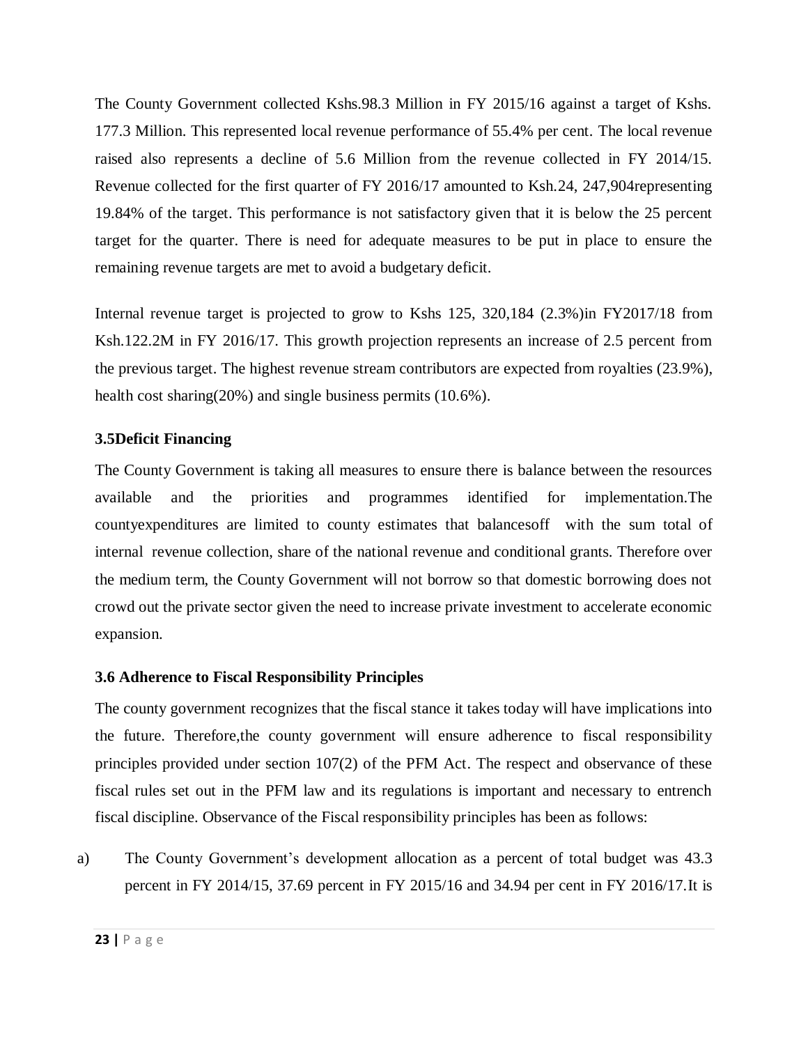The County Government collected Kshs.98.3 Million in FY 2015/16 against a target of Kshs. 177.3 Million. This represented local revenue performance of 55.4% per cent. The local revenue raised also represents a decline of 5.6 Million from the revenue collected in FY 2014/15. Revenue collected for the first quarter of FY 2016/17 amounted to Ksh.24, 247,904representing 19.84% of the target. This performance is not satisfactory given that it is below the 25 percent target for the quarter. There is need for adequate measures to be put in place to ensure the remaining revenue targets are met to avoid a budgetary deficit.

Internal revenue target is projected to grow to Kshs 125, 320,184 (2.3%)in FY2017/18 from Ksh.122.2M in FY 2016/17. This growth projection represents an increase of 2.5 percent from the previous target. The highest revenue stream contributors are expected from royalties (23.9%), health cost sharing(20%) and single business permits (10.6%).

### 3.5Deficit Financing

The County Government is taking all measures to ensure there is balance between the resources available and the priorities and programmes identified for implementation.The countyexpenditures are limited to county estimates that balancesoff with the sum total of internal revenue collection, share of the national revenue and conditional grants. Therefore over the medium term, the County Government will not borrow so that domestic borrowing does not crowd out the private sector given the need to increase private investment to accelerate economic expansion.

### 3.6 Adherence to Fiscal Responsibility Principles

The county government recognizes that the fiscal stance it takes today will have implications into the future. Therefore,the county government will ensure adherence to fiscal responsibility principles provided under section 107(2) of the PFM Act. The respect and observance of these fiscal rules set out in the PFM law and its regulations is important and necessary to entrench fiscal discipline. Observance of the Fiscal responsibility principles has been as follows:

a) The County Government's development allocation as a percent of total budget was 43.3 percent in FY 2014/15, 37.69 percent in FY 2015/16 and 34.94 per cent in FY 2016/17.It is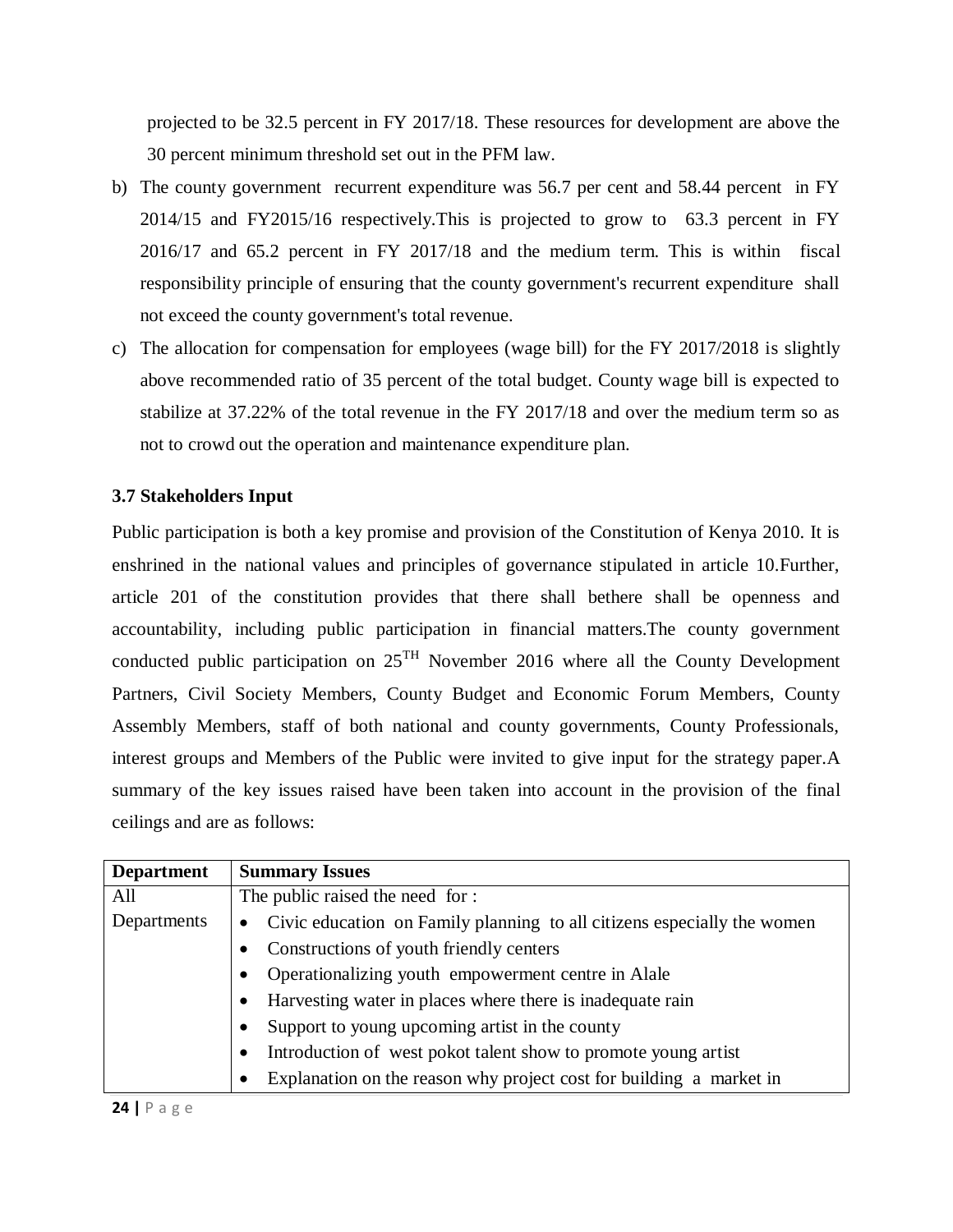projected to be 32.5 percent in FY 2017/18. These resources for development are above the 30 percent minimum threshold set out in the PFM law.

b) The county government recurrent expenditure was 56.7 per cent and 58.44 percent in FY 2014/15 and FY2015/16 respectively.This is projected to grow to 63.3 percent in FY 2016/17 and 65.2 percent in FY 2017/18 and the medium term. This is within fiscal responsibility principle of ensuring that the county government's recurrent expenditure shall not exceed the county government's total revenue.

c) The allocation for compensation for employees (wage bill) for the FY 2017/2018 is slightly above recommended ratio of 35 percent of the total budget. County wage bill is expected to stabilize at 37.22% of the total revenue in the FY 2017/18 and over the medium term so as not to crowd out the operation and maintenance expenditure plan.

### 3.7 Stakeholders Input

Public participation is both a key promise and provision of the Constitution of Kenya 2010. It is enshrined in the national values and principles of governance stipulated in article 10.Further, article 201 of the constitution provides that there shall bethere shall be openness and accountability, including public participation in financial matters.The county government conducted public participation on 25^TH November 2016 where all the County Development Partners, Civil Society Members, County Budget and Economic Forum Members, County Assembly Members, staff of both national and county governments, County Professionals, interest groups and Members of the Public were invited to give input for the strategy paper.A summary of the key issues raised have been taken into account in the provision of the final ceilings and are as follows:

| Department | Summary Issues |
|---|---|
| All Departments | The public raised the need for :<br>• Civic education on Family planning to all citizens especially the women<br>• Constructions of youth friendly centers<br>• Operationalizing youth empowerment centre in Alale<br>• Harvesting water in places where there is inadequate rain<br>• Support to young upcoming artist in the county<br>• Introduction of west pokot talent show to promote young artist<br>• Explanation on the reason why project cost for building a market in |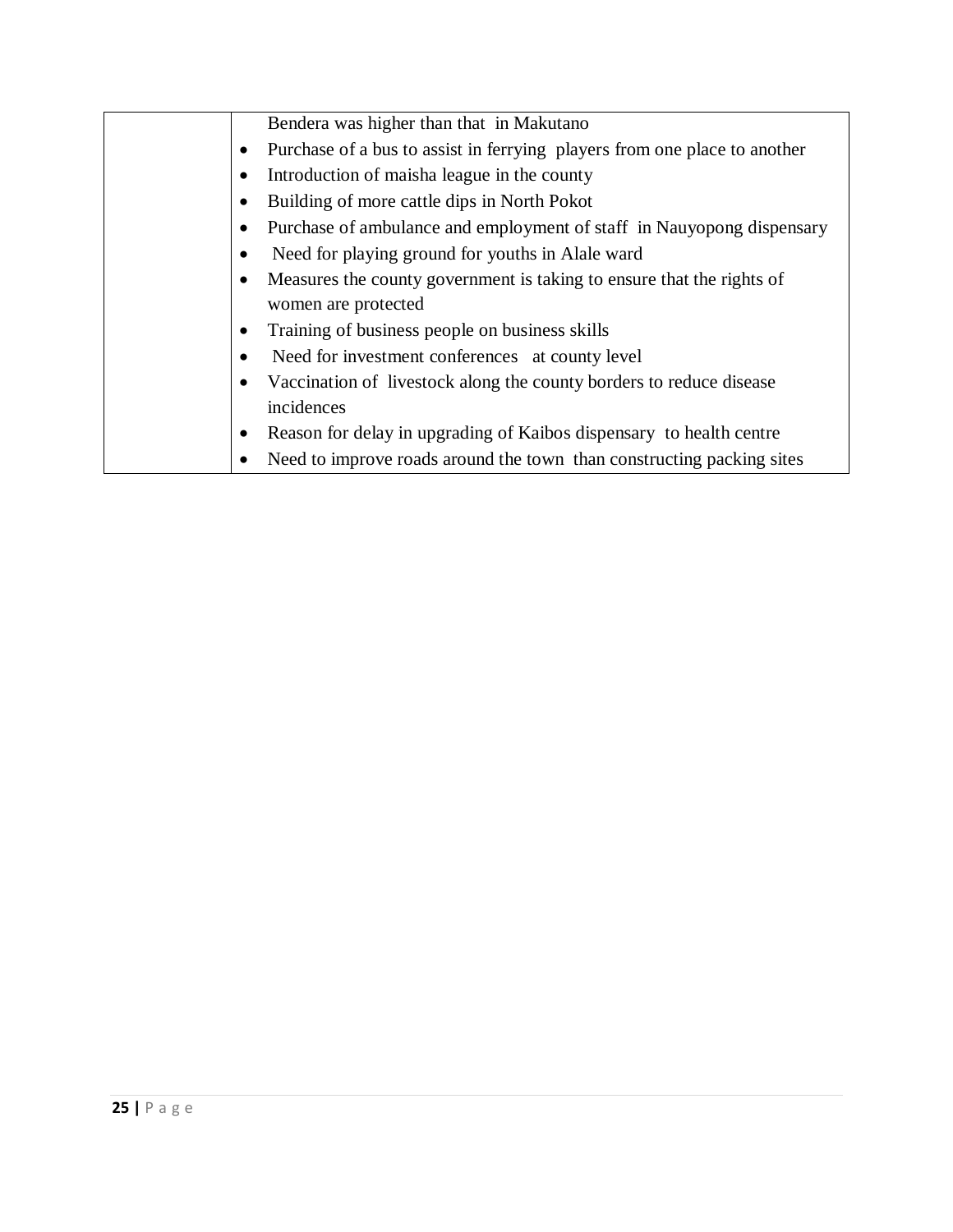| | |
|---|---|
| | Bendera was higher than that in Makutano<br>• Purchase of a bus to assist in ferrying players from one place to another<br>• Introduction of maisha league in the county<br>• Building of more cattle dips in North Pokot<br>• Purchase of ambulance and employment of staff in Nauyopong dispensary<br>• Need for playing ground for youths in Alale ward<br>• Measures the county government is taking to ensure that the rights of women are protected<br>• Training of business people on business skills<br>• Need for investment conferences at county level<br>• Vaccination of livestock along the county borders to reduce disease incidences<br>• Reason for delay in upgrading of Kaibos dispensary to health centre<br>• Need to improve roads around the town than constructing packing sites |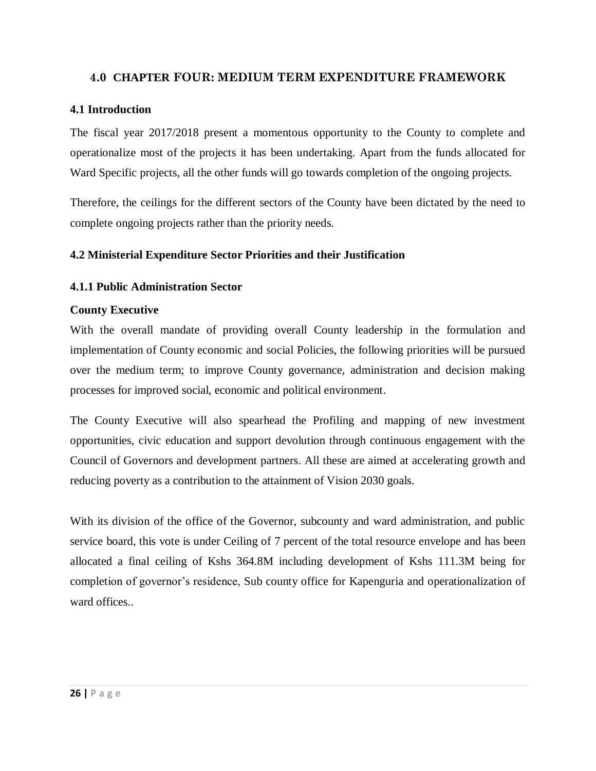# 4.0 CHAPTER FOUR: MEDIUM TERM EXPENDITURE FRAMEWORK

## 4.1 Introduction

The fiscal year 2017/2018 present a momentous opportunity to the County to complete and operationalize most of the projects it has been undertaking. Apart from the funds allocated for Ward Specific projects, all the other funds will go towards completion of the ongoing projects.

Therefore, the ceilings for the different sectors of the County have been dictated by the need to complete ongoing projects rather than the priority needs.

## 4.2 Ministerial Expenditure Sector Priorities and their Justification

### 4.1.1 Public Administration Sector

**County Executive**

With the overall mandate of providing overall County leadership in the formulation and implementation of County economic and social Policies, the following priorities will be pursued over the medium term; to improve County governance, administration and decision making processes for improved social, economic and political environment.

The County Executive will also spearhead the Profiling and mapping of new investment opportunities, civic education and support devolution through continuous engagement with the Council of Governors and development partners. All these are aimed at accelerating growth and reducing poverty as a contribution to the attainment of Vision 2030 goals.

With its division of the office of the Governor, subcounty and ward administration, and public service board, this vote is under Ceiling of 7 percent of the total resource envelope and has been allocated a final ceiling of Kshs 364.8M including development of Kshs 111.3M being for completion of governor's residence, Sub county office for Kapenguria and operationalization of ward offices..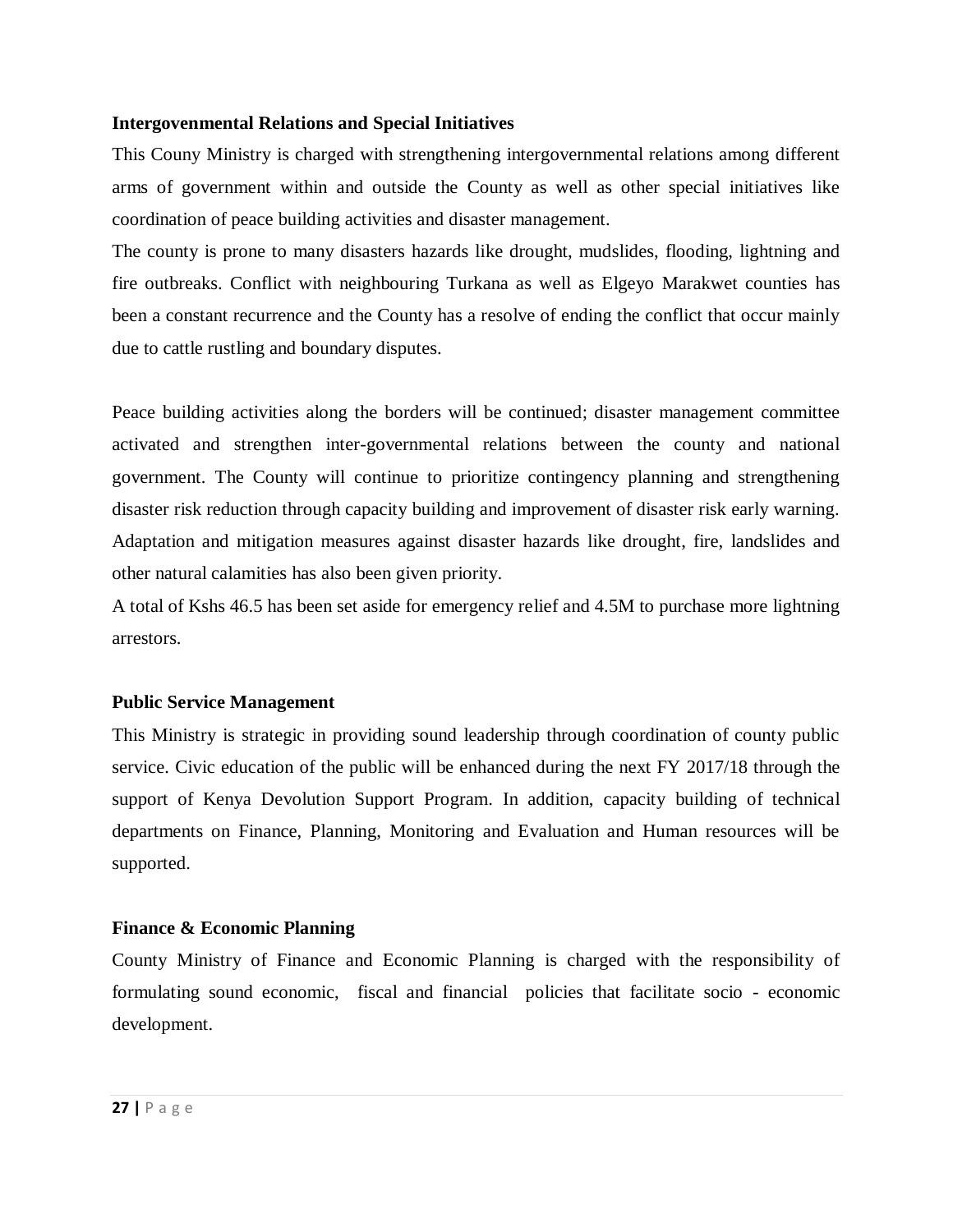**Intergovenmental Relations and Special Initiatives**

This Couny Ministry is charged with strengthening intergovernmental relations among different arms of government within and outside the County as well as other special initiatives like coordination of peace building activities and disaster management.

The county is prone to many disasters hazards like drought, mudslides, flooding, lightning and fire outbreaks. Conflict with neighbouring Turkana as well as Elgeyo Marakwet counties has been a constant recurrence and the County has a resolve of ending the conflict that occur mainly due to cattle rustling and boundary disputes.

Peace building activities along the borders will be continued; disaster management committee activated and strengthen inter-governmental relations between the county and national government. The County will continue to prioritize contingency planning and strengthening disaster risk reduction through capacity building and improvement of disaster risk early warning. Adaptation and mitigation measures against disaster hazards like drought, fire, landslides and other natural calamities has also been given priority.

A total of Kshs 46.5 has been set aside for emergency relief and 4.5M to purchase more lightning arrestors.

**Public Service Management**

This Ministry is strategic in providing sound leadership through coordination of county public service. Civic education of the public will be enhanced during the next FY 2017/18 through the support of Kenya Devolution Support Program. In addition, capacity building of technical departments on Finance, Planning, Monitoring and Evaluation and Human resources will be supported.

**Finance & Economic Planning**

County Ministry of Finance and Economic Planning is charged with the responsibility of formulating sound economic, fiscal and financial policies that facilitate socio - economic development.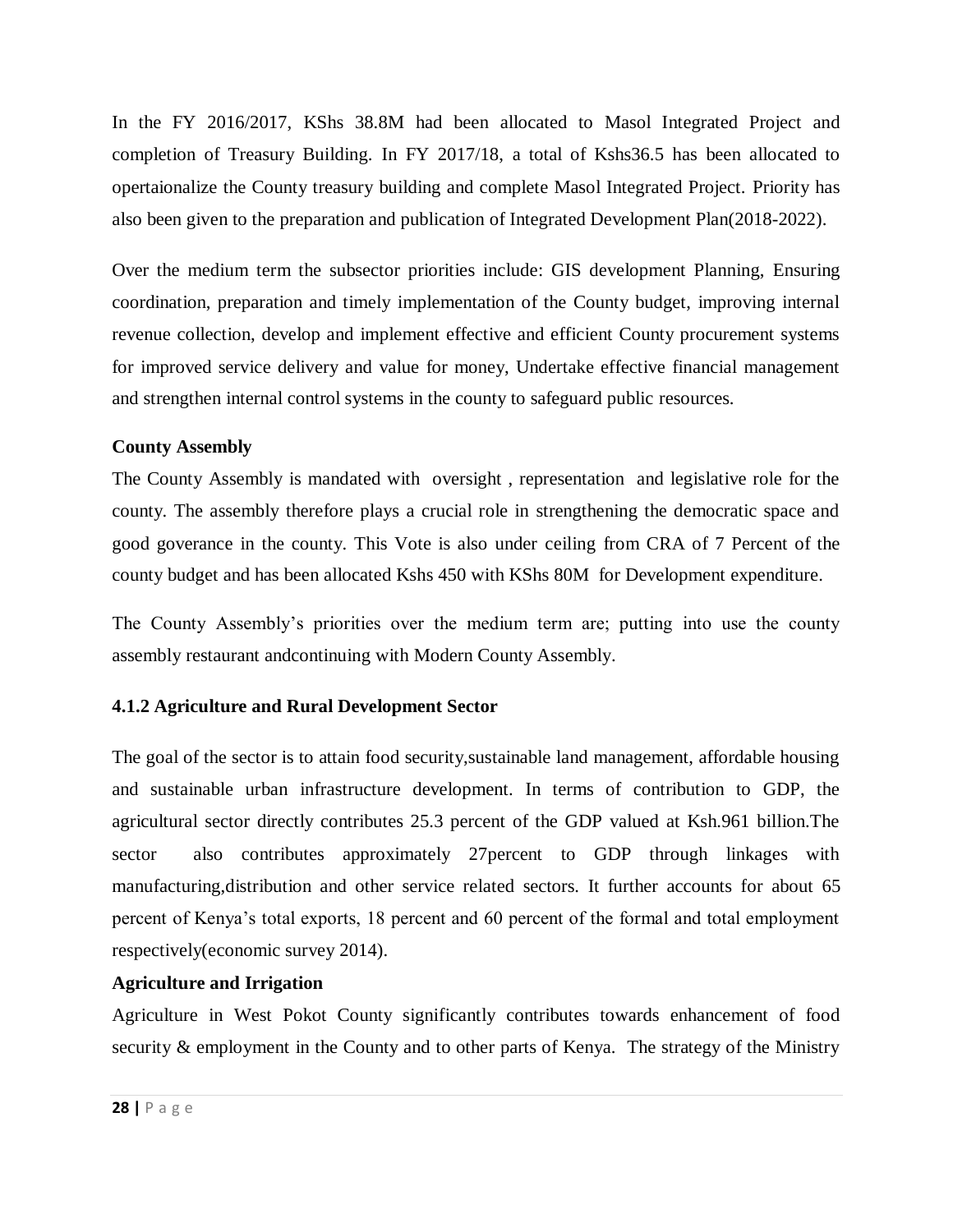In the FY 2016/2017, KShs 38.8M had been allocated to Masol Integrated Project and completion of Treasury Building. In FY 2017/18, a total of Kshs36.5 has been allocated to opertaionalize the County treasury building and complete Masol Integrated Project. Priority has also been given to the preparation and publication of Integrated Development Plan(2018-2022).

Over the medium term the subsector priorities include: GIS development Planning, Ensuring coordination, preparation and timely implementation of the County budget, improving internal revenue collection, develop and implement effective and efficient County procurement systems for improved service delivery and value for money, Undertake effective financial management and strengthen internal control systems in the county to safeguard public resources.

**County Assembly**

The County Assembly is mandated with oversight , representation and legislative role for the county. The assembly therefore plays a crucial role in strengthening the democratic space and good goverance in the county. This Vote is also under ceiling from CRA of 7 Percent of the county budget and has been allocated Kshs 450 with KShs 80M for Development expenditure.

The County Assembly's priorities over the medium term are; putting into use the county assembly restaurant andcontinuing with Modern County Assembly.

### 4.1.2 Agriculture and Rural Development Sector

The goal of the sector is to attain food security,sustainable land management, affordable housing and sustainable urban infrastructure development. In terms of contribution to GDP, the agricultural sector directly contributes 25.3 percent of the GDP valued at Ksh.961 billion.The sector also contributes approximately 27percent to GDP through linkages with manufacturing,distribution and other service related sectors. It further accounts for about 65 percent of Kenya's total exports, 18 percent and 60 percent of the formal and total employment respectively(economic survey 2014).

**Agriculture and Irrigation**

Agriculture in West Pokot County significantly contributes towards enhancement of food security & employment in the County and to other parts of Kenya. The strategy of the Ministry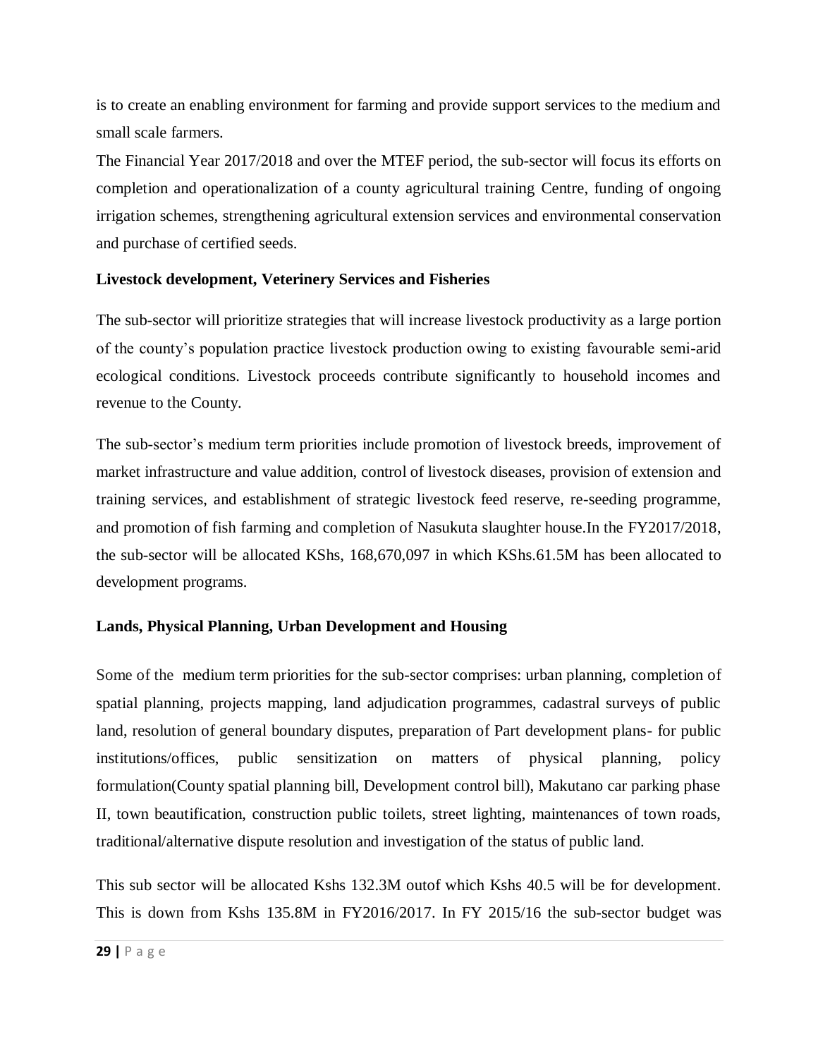is to create an enabling environment for farming and provide support services to the medium and small scale farmers.

The Financial Year 2017/2018 and over the MTEF period, the sub-sector will focus its efforts on completion and operationalization of a county agricultural training Centre, funding of ongoing irrigation schemes, strengthening agricultural extension services and environmental conservation and purchase of certified seeds.

**Livestock development, Veterinery Services and Fisheries**

The sub-sector will prioritize strategies that will increase livestock productivity as a large portion of the county's population practice livestock production owing to existing favourable semi-arid ecological conditions. Livestock proceeds contribute significantly to household incomes and revenue to the County.

The sub-sector's medium term priorities include promotion of livestock breeds, improvement of market infrastructure and value addition, control of livestock diseases, provision of extension and training services, and establishment of strategic livestock feed reserve, re-seeding programme, and promotion of fish farming and completion of Nasukuta slaughter house.In the FY2017/2018, the sub-sector will be allocated KShs, 168,670,097 in which KShs.61.5M has been allocated to development programs.

**Lands, Physical Planning, Urban Development and Housing**

Some of the medium term priorities for the sub-sector comprises: urban planning, completion of spatial planning, projects mapping, land adjudication programmes, cadastral surveys of public land, resolution of general boundary disputes, preparation of Part development plans- for public institutions/offices, public sensitization on matters of physical planning, policy formulation(County spatial planning bill, Development control bill), Makutano car parking phase II, town beautification, construction public toilets, street lighting, maintenances of town roads, traditional/alternative dispute resolution and investigation of the status of public land.

This sub sector will be allocated Kshs 132.3M outof which Kshs 40.5 will be for development. This is down from Kshs 135.8M in FY2016/2017. In FY 2015/16 the sub-sector budget was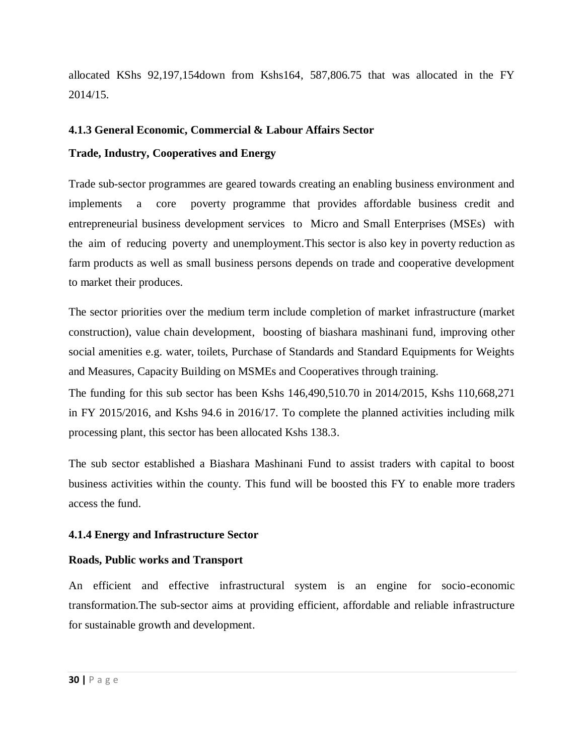allocated KShs 92,197,154down from Kshs164, 587,806.75 that was allocated in the FY 2014/15.

### 4.1.3 General Economic, Commercial & Labour Affairs Sector

**Trade, Industry, Cooperatives and Energy**

Trade sub-sector programmes are geared towards creating an enabling business environment and implements a core poverty programme that provides affordable business credit and entrepreneurial business development services to Micro and Small Enterprises (MSEs) with the aim of reducing poverty and unemployment.This sector is also key in poverty reduction as farm products as well as small business persons depends on trade and cooperative development to market their produces.

The sector priorities over the medium term include completion of market infrastructure (market construction), value chain development, boosting of biashara mashinani fund, improving other social amenities e.g. water, toilets, Purchase of Standards and Standard Equipments for Weights and Measures, Capacity Building on MSMEs and Cooperatives through training.

The funding for this sub sector has been Kshs 146,490,510.70 in 2014/2015, Kshs 110,668,271 in FY 2015/2016, and Kshs 94.6 in 2016/17. To complete the planned activities including milk processing plant, this sector has been allocated Kshs 138.3.

The sub sector established a Biashara Mashinani Fund to assist traders with capital to boost business activities within the county. This fund will be boosted this FY to enable more traders access the fund.

### 4.1.4 Energy and Infrastructure Sector

**Roads, Public works and Transport**

An efficient and effective infrastructural system is an engine for socio-economic transformation.The sub-sector aims at providing efficient, affordable and reliable infrastructure for sustainable growth and development.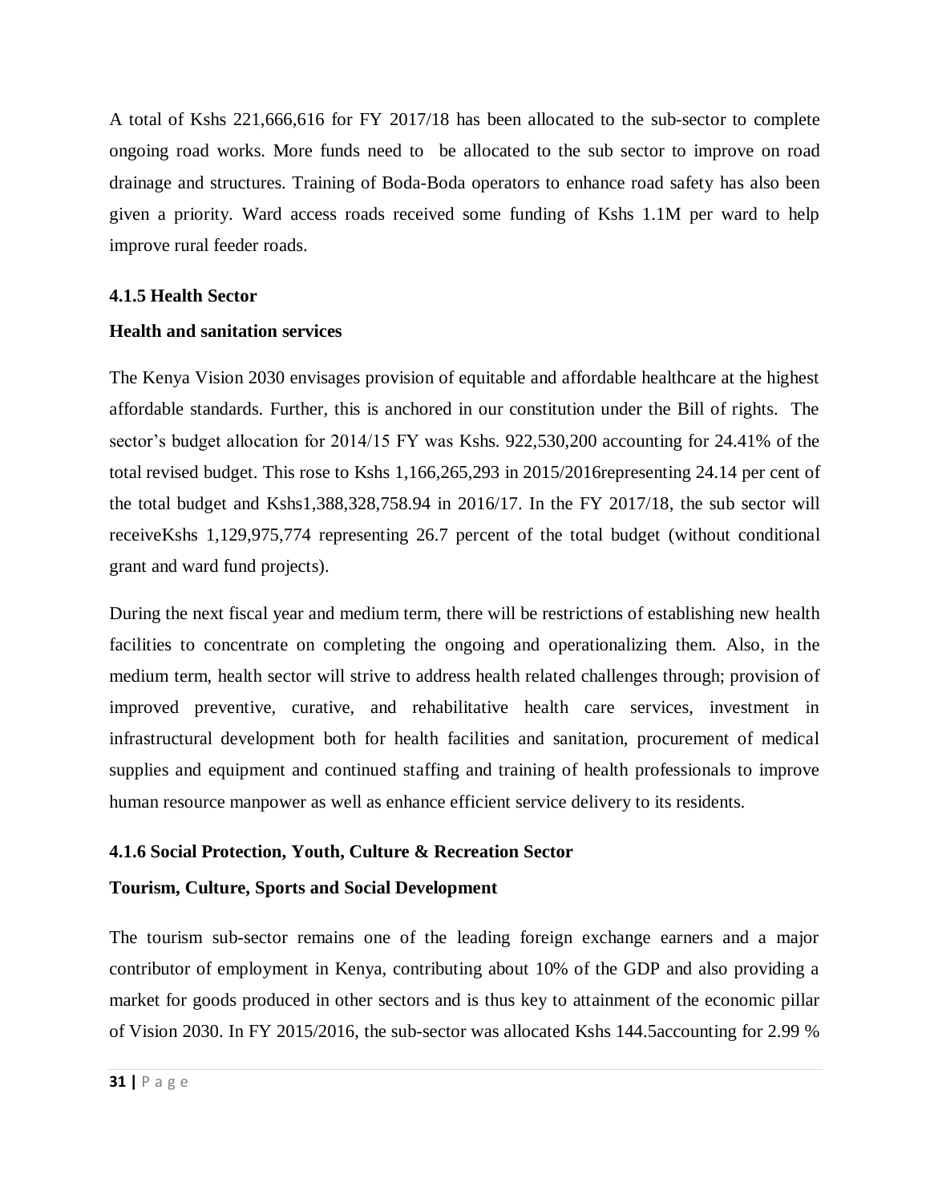A total of Kshs 221,666,616 for FY 2017/18 has been allocated to the sub-sector to complete ongoing road works. More funds need to  be allocated to the sub sector to improve on road drainage and structures. Training of Boda-Boda operators to enhance road safety has also been given a priority. Ward access roads received some funding of Kshs 1.1M per ward to help improve rural feeder roads.

#### 4.1.5 Health Sector

**Health and sanitation services**

The Kenya Vision 2030 envisages provision of equitable and affordable healthcare at the highest affordable standards. Further, this is anchored in our constitution under the Bill of rights.  The sector's budget allocation for 2014/15 FY was Kshs. 922,530,200 accounting for 24.41% of the total revised budget. This rose to Kshs 1,166,265,293 in 2015/2016representing 24.14 per cent of the total budget and Kshs1,388,328,758.94 in 2016/17. In the FY 2017/18, the sub sector will receiveKshs 1,129,975,774 representing 26.7 percent of the total budget (without conditional grant and ward fund projects).

During the next fiscal year and medium term, there will be restrictions of establishing new health facilities to concentrate on completing the ongoing and operationalizing them. Also, in the medium term, health sector will strive to address health related challenges through; provision of improved preventive, curative, and rehabilitative health care services, investment in infrastructural development both for health facilities and sanitation, procurement of medical supplies and equipment and continued staffing and training of health professionals to improve human resource manpower as well as enhance efficient service delivery to its residents.

#### 4.1.6 Social Protection, Youth, Culture & Recreation Sector

**Tourism, Culture, Sports and Social Development**

The tourism sub-sector remains one of the leading foreign exchange earners and a major contributor of employment in Kenya, contributing about 10% of the GDP and also providing a market for goods produced in other sectors and is thus key to attainment of the economic pillar of Vision 2030. In FY 2015/2016, the sub-sector was allocated Kshs 144.5accounting for 2.99 %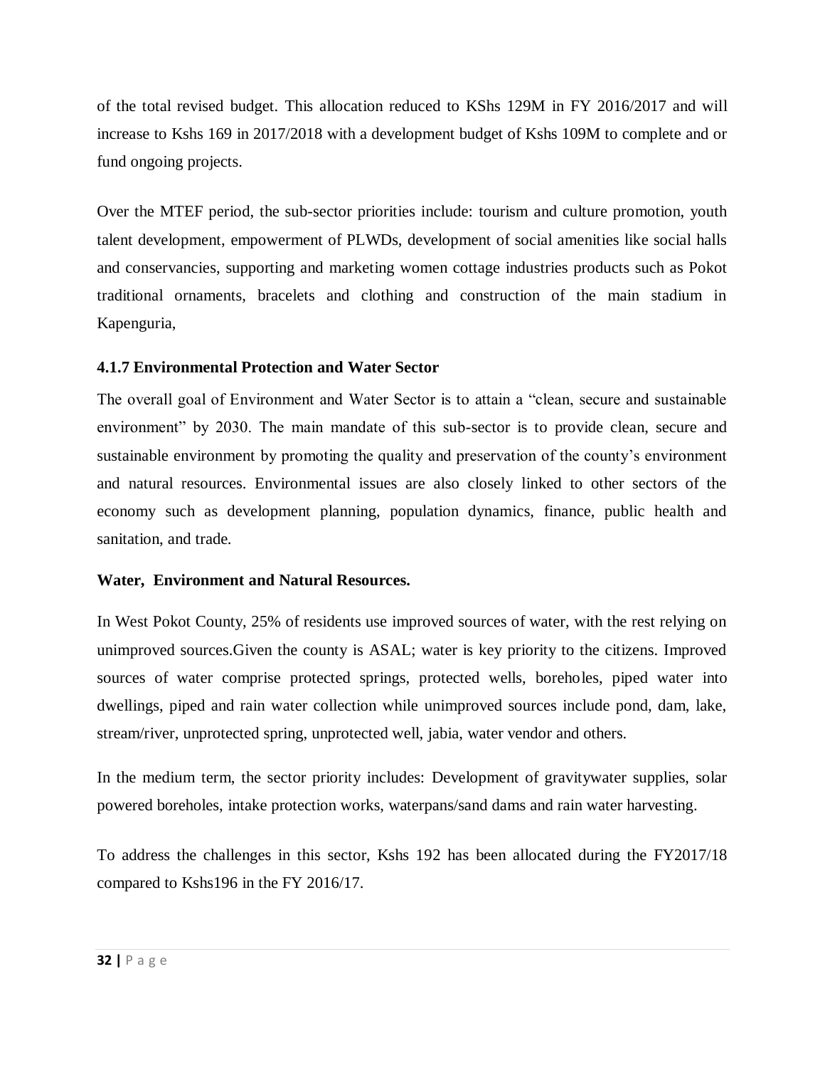of the total revised budget. This allocation reduced to KShs 129M in FY 2016/2017 and will increase to Kshs 169 in 2017/2018 with a development budget of Kshs 109M to complete and or fund ongoing projects.

Over the MTEF period, the sub-sector priorities include: tourism and culture promotion, youth talent development, empowerment of PLWDs, development of social amenities like social halls and conservancies, supporting and marketing women cottage industries products such as Pokot traditional ornaments, bracelets and clothing and construction of the main stadium in Kapenguria,

### 4.1.7 Environmental Protection and Water Sector

The overall goal of Environment and Water Sector is to attain a "clean, secure and sustainable environment" by 2030. The main mandate of this sub-sector is to provide clean, secure and sustainable environment by promoting the quality and preservation of the county's environment and natural resources. Environmental issues are also closely linked to other sectors of the economy such as development planning, population dynamics, finance, public health and sanitation, and trade.

**Water, Environment and Natural Resources.**

In West Pokot County, 25% of residents use improved sources of water, with the rest relying on unimproved sources.Given the county is ASAL; water is key priority to the citizens. Improved sources of water comprise protected springs, protected wells, boreholes, piped water into dwellings, piped and rain water collection while unimproved sources include pond, dam, lake, stream/river, unprotected spring, unprotected well, jabia, water vendor and others.

In the medium term, the sector priority includes: Development of gravitywater supplies, solar powered boreholes, intake protection works, waterpans/sand dams and rain water harvesting.

To address the challenges in this sector, Kshs 192 has been allocated during the FY2017/18 compared to Kshs196 in the FY 2016/17.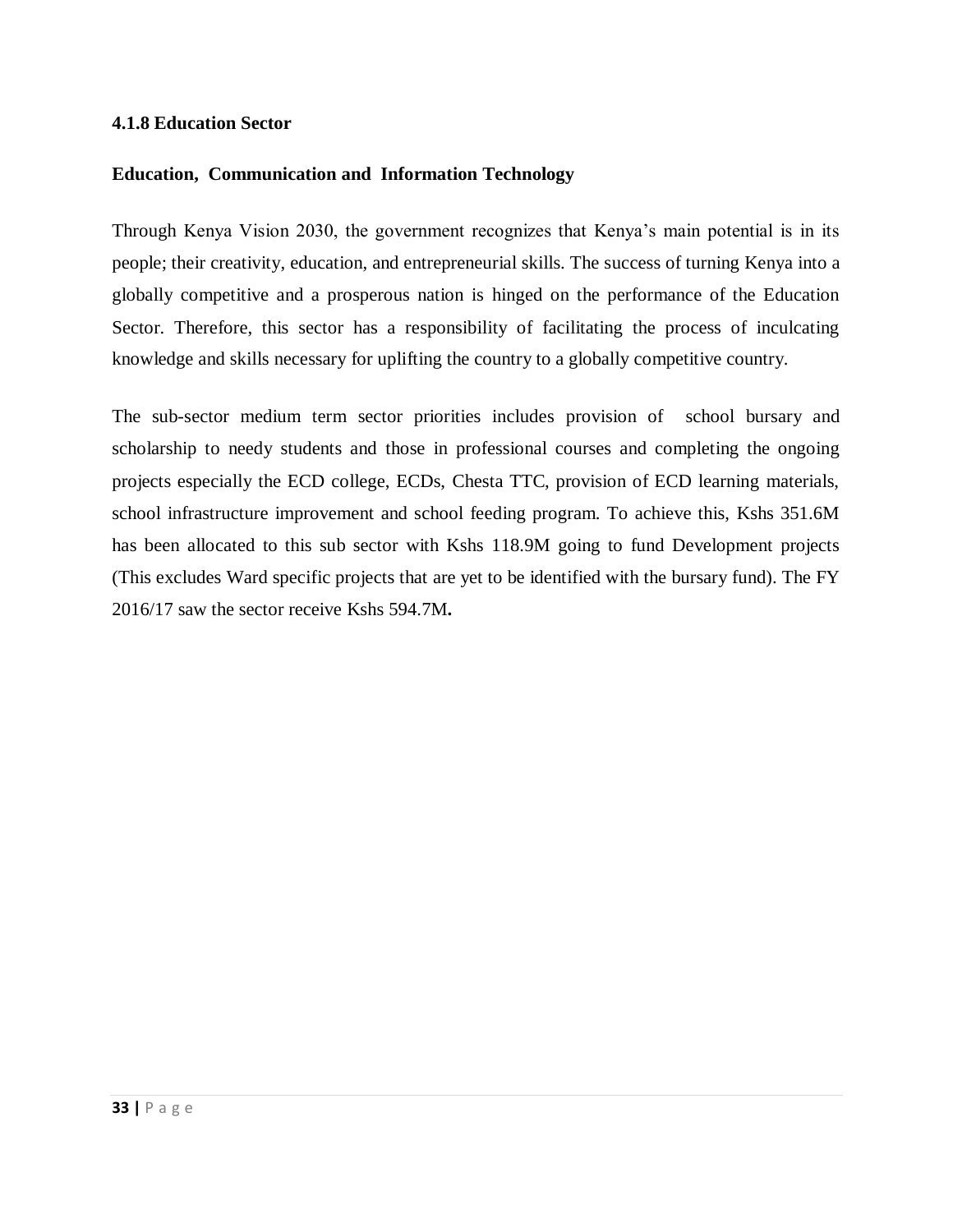#### 4.1.8 Education Sector

**Education, Communication and Information Technology**

Through Kenya Vision 2030, the government recognizes that Kenya's main potential is in its people; their creativity, education, and entrepreneurial skills. The success of turning Kenya into a globally competitive and a prosperous nation is hinged on the performance of the Education Sector. Therefore, this sector has a responsibility of facilitating the process of inculcating knowledge and skills necessary for uplifting the country to a globally competitive country.

The sub-sector medium term sector priorities includes provision of school bursary and scholarship to needy students and those in professional courses and completing the ongoing projects especially the ECD college, ECDs, Chesta TTC, provision of ECD learning materials, school infrastructure improvement and school feeding program. To achieve this, Kshs 351.6M has been allocated to this sub sector with Kshs 118.9M going to fund Development projects (This excludes Ward specific projects that are yet to be identified with the bursary fund). The FY 2016/17 saw the sector receive Kshs 594.7M**.**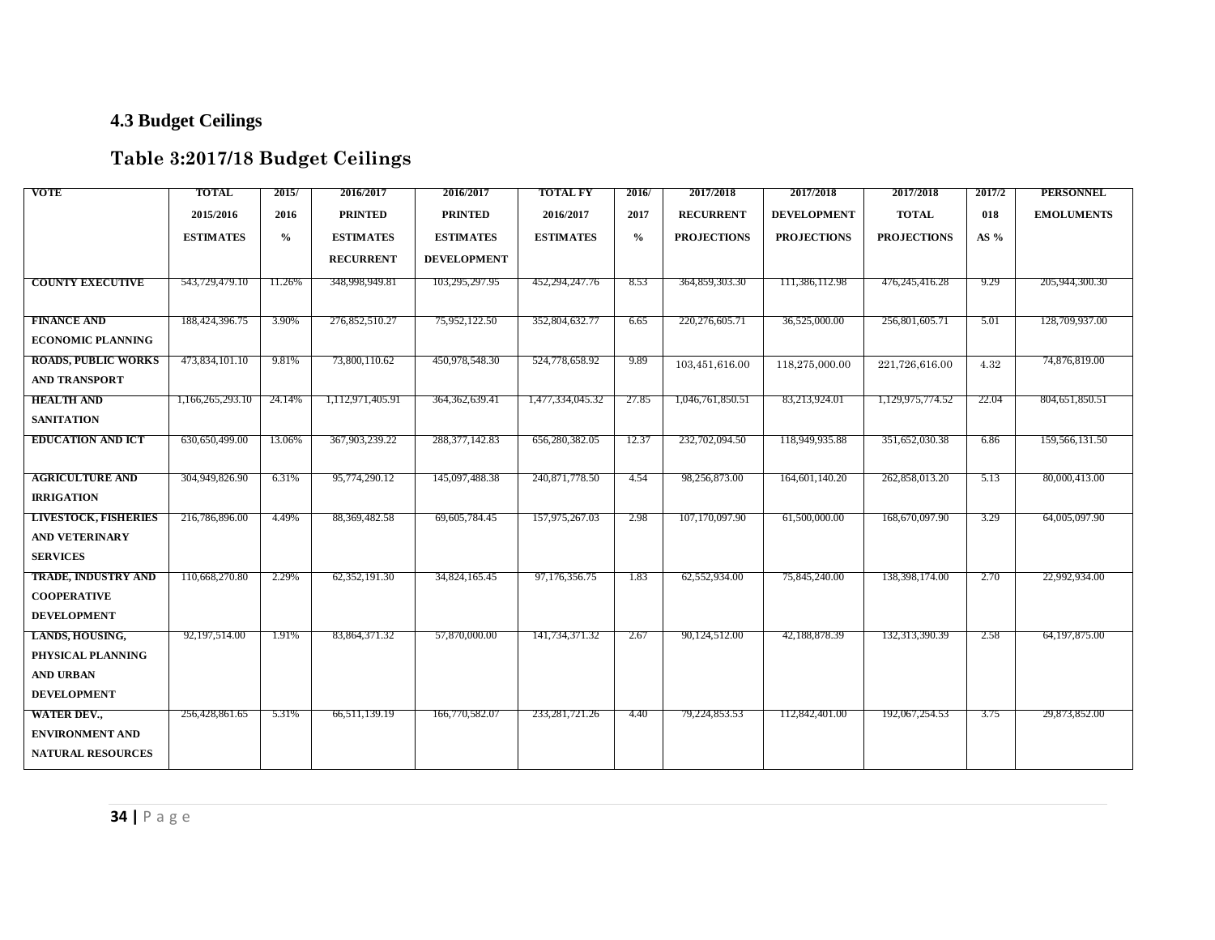## 4.3 Budget Ceilings

## Table 3:2017/18 Budget Ceilings

| VOTE | TOTAL 2015/2016 ESTIMATES | 2015/ 2016 % | 2016/2017 PRINTED ESTIMATES RECURRENT | 2016/2017 PRINTED ESTIMATES DEVELOPMENT | TOTAL FY 2016/2017 ESTIMATES | 2016/ 2017 % | 2017/2018 RECURRENT PROJECTIONS | 2017/2018 DEVELOPMENT PROJECTIONS | 2017/2018 TOTAL PROJECTIONS | 2017/2 018 AS % | PERSONNEL EMOLUMENTS |
|---|---|---|---|---|---|---|---|---|---|---|---|
| COUNTY EXECUTIVE | 543,729,479.10 | 11.26% | 348,998,949.81 | 103,295,297.95 | 452,294,247.76 | 8.53 | 364,859,303.30 | 111,386,112.98 | 476,245,416.28 | 9.29 | 205,944,300.30 |
| FINANCE AND ECONOMIC PLANNING | 188,424,396.75 | 3.90% | 276,852,510.27 | 75,952,122.50 | 352,804,632.77 | 6.65 | 220,276,605.71 | 36,525,000.00 | 256,801,605.71 | 5.01 | 128,709,937.00 |
| ROADS, PUBLIC WORKS AND TRANSPORT | 473,834,101.10 | 9.81% | 73,800,110.62 | 450,978,548.30 | 524,778,658.92 | 9.89 | 103,451,616.00 | 118,275,000.00 | 221,726,616.00 | 4.32 | 74,876,819.00 |
| HEALTH AND SANITATION | 1,166,265,293.10 | 24.14% | 1,112,971,405.91 | 364,362,639.41 | 1,477,334,045.32 | 27.85 | 1,046,761,850.51 | 83,213,924.01 | 1,129,975,774.52 | 22.04 | 804,651,850.51 |
| EDUCATION AND ICT | 630,650,499.00 | 13.06% | 367,903,239.22 | 288,377,142.83 | 656,280,382.05 | 12.37 | 232,702,094.50 | 118,949,935.88 | 351,652,030.38 | 6.86 | 159,566,131.50 |
| AGRICULTURE AND IRRIGATION | 304,949,826.90 | 6.31% | 95,774,290.12 | 145,097,488.38 | 240,871,778.50 | 4.54 | 98,256,873.00 | 164,601,140.20 | 262,858,013.20 | 5.13 | 80,000,413.00 |
| LIVESTOCK, FISHERIES AND VETERINARY SERVICES | 216,786,896.00 | 4.49% | 88,369,482.58 | 69,605,784.45 | 157,975,267.03 | 2.98 | 107,170,097.90 | 61,500,000.00 | 168,670,097.90 | 3.29 | 64,005,097.90 |
| TRADE, INDUSTRY AND COOPERATIVE DEVELOPMENT | 110,668,270.80 | 2.29% | 62,352,191.30 | 34,824,165.45 | 97,176,356.75 | 1.83 | 62,552,934.00 | 75,845,240.00 | 138,398,174.00 | 2.70 | 22,992,934.00 |
| LANDS, HOUSING, PHYSICAL PLANNING AND URBAN DEVELOPMENT | 92,197,514.00 | 1.91% | 83,864,371.32 | 57,870,000.00 | 141,734,371.32 | 2.67 | 90,124,512.00 | 42,188,878.39 | 132,313,390.39 | 2.58 | 64,197,875.00 |
| WATER DEV., ENVIRONMENT AND NATURAL RESOURCES | 256,428,861.65 | 5.31% | 66,511,139.19 | 166,770,582.07 | 233,281,721.26 | 4.40 | 79,224,853.53 | 112,842,401.00 | 192,067,254.53 | 3.75 | 29,873,852.00 |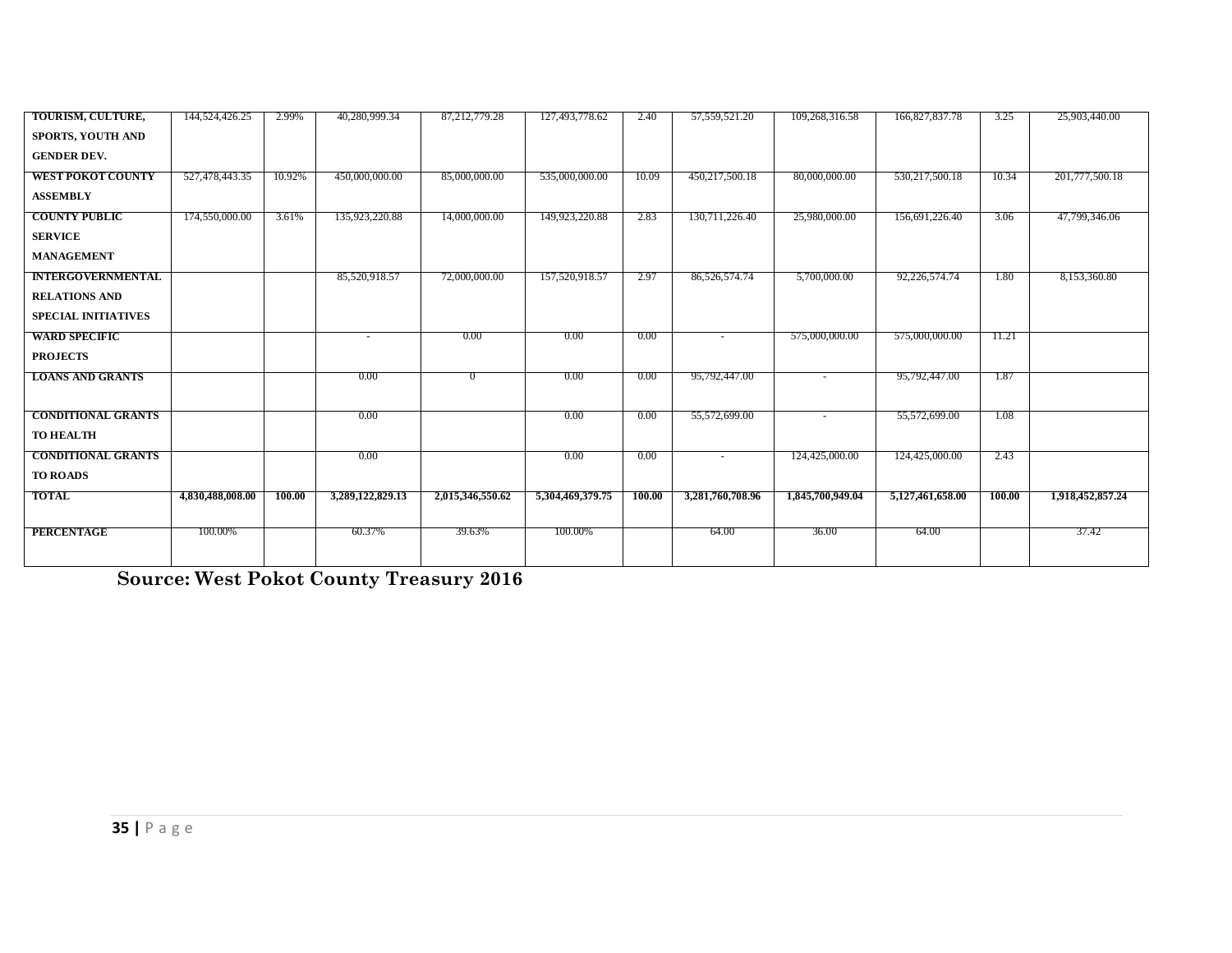| | | | | | | | | | | | |
|---|---|---|---|---|---|---|---|---|---|---|---|
| **TOURISM, CULTURE, SPORTS, YOUTH AND GENDER DEV.** | 144,524,426.25 | 2.99% | 40,280,999.34 | 87,212,779.28 | 127,493,778.62 | 2.40 | 57,559,521.20 | 109,268,316.58 | 166,827,837.78 | 3.25 | 25,903,440.00 |
| **WEST POKOT COUNTY ASSEMBLY** | 527,478,443.35 | 10.92% | 450,000,000.00 | 85,000,000.00 | 535,000,000.00 | 10.09 | 450,217,500.18 | 80,000,000.00 | 530,217,500.18 | 10.34 | 201,777,500.18 |
| **COUNTY PUBLIC SERVICE MANAGEMENT** | 174,550,000.00 | 3.61% | 135,923,220.88 | 14,000,000.00 | 149,923,220.88 | 2.83 | 130,711,226.40 | 25,980,000.00 | 156,691,226.40 | 3.06 | 47,799,346.06 |
| **INTERGOVERNMENTAL RELATIONS AND SPECIAL INITIATIVES** | | | 85,520,918.57 | 72,000,000.00 | 157,520,918.57 | 2.97 | 86,526,574.74 | 5,700,000.00 | 92,226,574.74 | 1.80 | 8,153,360.80 |
| **WARD SPECIFIC PROJECTS** | | | - | 0.00 | 0.00 | 0.00 | - | 575,000,000.00 | 575,000,000.00 | 11.21 | |
| **LOANS AND GRANTS** | | | 0.00 | 0 | 0.00 | 0.00 | 95,792,447.00 | - | 95,792,447.00 | 1.87 | |
| **CONDITIONAL GRANTS TO HEALTH** | | | 0.00 | | 0.00 | 0.00 | 55,572,699.00 | - | 55,572,699.00 | 1.08 | |
| **CONDITIONAL GRANTS TO ROADS** | | | 0.00 | | 0.00 | 0.00 | - | 124,425,000.00 | 124,425,000.00 | 2.43 | |
| **TOTAL** | **4,830,488,008.00** | **100.00** | **3,289,122,829.13** | **2,015,346,550.62** | **5,304,469,379.75** | **100.00** | **3,281,760,708.96** | **1,845,700,949.04** | **5,127,461,658.00** | **100.00** | **1,918,452,857.24** |
| **PERCENTAGE** | 100.00% | | 60.37% | 39.63% | 100.00% | | 64.00 | 36.00 | 64.00 | | 37.42 |

**Source: West Pokot County Treasury 2016**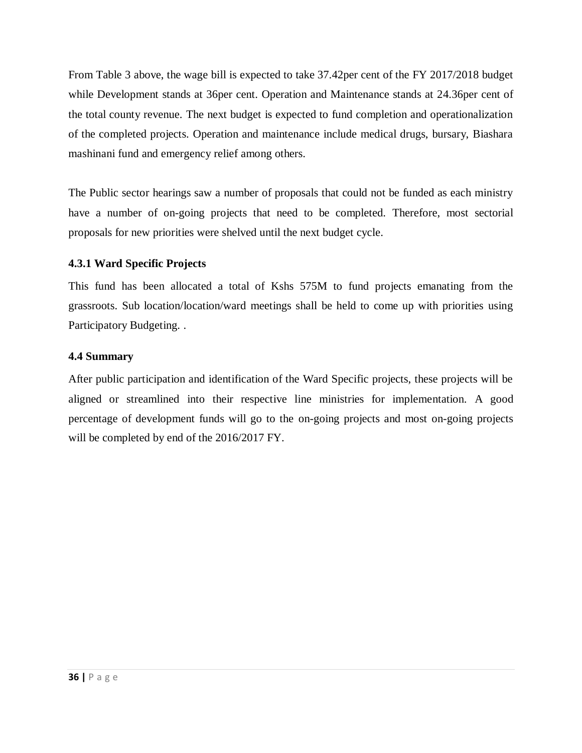From Table 3 above, the wage bill is expected to take 37.42per cent of the FY 2017/2018 budget while Development stands at 36per cent. Operation and Maintenance stands at 24.36per cent of the total county revenue. The next budget is expected to fund completion and operationalization of the completed projects. Operation and maintenance include medical drugs, bursary, Biashara mashinani fund and emergency relief among others.

The Public sector hearings saw a number of proposals that could not be funded as each ministry have a number of on-going projects that need to be completed. Therefore, most sectorial proposals for new priorities were shelved until the next budget cycle.

### 4.3.1 Ward Specific Projects

This fund has been allocated a total of Kshs 575M to fund projects emanating from the grassroots. Sub location/location/ward meetings shall be held to come up with priorities using Participatory Budgeting. .

## 4.4 Summary

After public participation and identification of the Ward Specific projects, these projects will be aligned or streamlined into their respective line ministries for implementation. A good percentage of development funds will go to the on-going projects and most on-going projects will be completed by end of the 2016/2017 FY.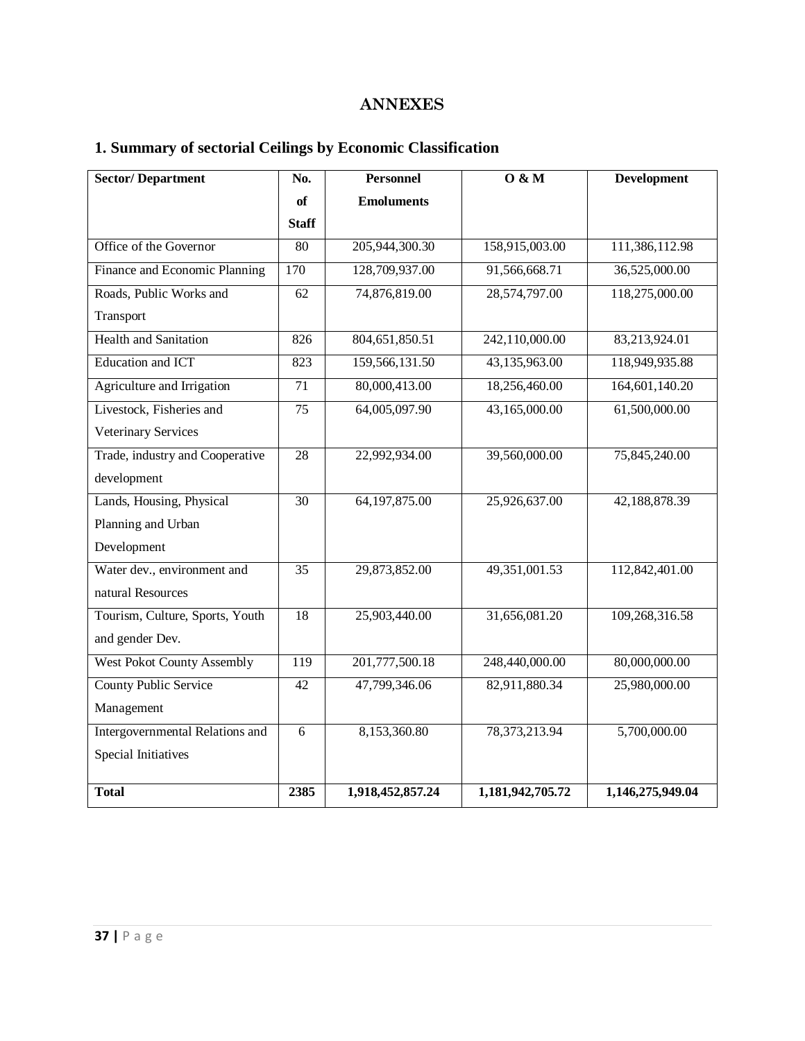# ANNEXES

## 1. Summary of sectorial Ceilings by Economic Classification

| Sector/ Department | No. of Staff | Personnel Emoluments | O & M | Development |
|---|---|---|---|---|
| Office of the Governor | 80 | 205,944,300.30 | 158,915,003.00 | 111,386,112.98 |
| Finance and Economic Planning | 170 | 128,709,937.00 | 91,566,668.71 | 36,525,000.00 |
| Roads, Public Works and Transport | 62 | 74,876,819.00 | 28,574,797.00 | 118,275,000.00 |
| Health and Sanitation | 826 | 804,651,850.51 | 242,110,000.00 | 83,213,924.01 |
| Education and ICT | 823 | 159,566,131.50 | 43,135,963.00 | 118,949,935.88 |
| Agriculture and Irrigation | 71 | 80,000,413.00 | 18,256,460.00 | 164,601,140.20 |
| Livestock, Fisheries and Veterinary Services | 75 | 64,005,097.90 | 43,165,000.00 | 61,500,000.00 |
| Trade, industry and Cooperative development | 28 | 22,992,934.00 | 39,560,000.00 | 75,845,240.00 |
| Lands, Housing, Physical Planning and Urban Development | 30 | 64,197,875.00 | 25,926,637.00 | 42,188,878.39 |
| Water dev., environment and natural Resources | 35 | 29,873,852.00 | 49,351,001.53 | 112,842,401.00 |
| Tourism, Culture, Sports, Youth and gender Dev. | 18 | 25,903,440.00 | 31,656,081.20 | 109,268,316.58 |
| West Pokot County Assembly | 119 | 201,777,500.18 | 248,440,000.00 | 80,000,000.00 |
| County Public Service Management | 42 | 47,799,346.06 | 82,911,880.34 | 25,980,000.00 |
| Intergovernmental Relations and Special Initiatives | 6 | 8,153,360.80 | 78,373,213.94 | 5,700,000.00 |
| **Total** | **2385** | **1,918,452,857.24** | **1,181,942,705.72** | **1,146,275,949.04** |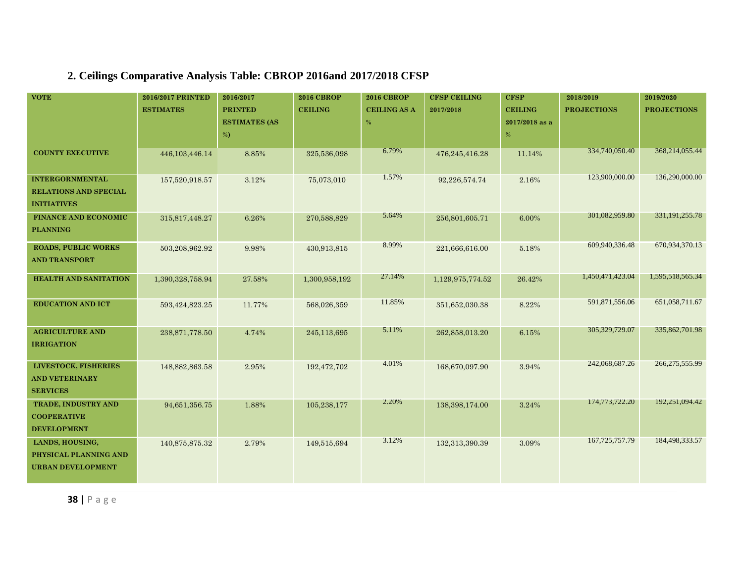## 2. Ceilings Comparative Analysis Table: CBROP 2016and 2017/2018 CFSP

| VOTE | 2016/2017 PRINTED ESTIMATES | 2016/2017 PRINTED ESTIMATES (AS %) | 2016 CBROP CEILING | 2016 CBROP CEILING AS A % | CFSP CEILING 2017/2018 | CFSP CEILING 2017/2018 as a % | 2018/2019 PROJECTIONS | 2019/2020 PROJECTIONS |
|---|---|---|---|---|---|---|---|---|
| COUNTY EXECUTIVE | 446,103,446.14 | 8.85% | 325,536,098 | 6.79% | 476,245,416.28 | 11.14% | 334,740,050.40 | 368,214,055.44 |
| INTERGORNMENTAL RELATIONS AND SPECIAL INITIATIVES | 157,520,918.57 | 3.12% | 75,073,010 | 1.57% | 92,226,574.74 | 2.16% | 123,900,000.00 | 136,290,000.00 |
| FINANCE AND ECONOMIC PLANNING | 315,817,448.27 | 6.26% | 270,588,829 | 5.64% | 256,801,605.71 | 6.00% | 301,082,959.80 | 331,191,255.78 |
| ROADS, PUBLIC WORKS AND TRANSPORT | 503,208,962.92 | 9.98% | 430,913,815 | 8.99% | 221,666,616.00 | 5.18% | 609,940,336.48 | 670,934,370.13 |
| HEALTH AND SANITATION | 1,390,328,758.94 | 27.58% | 1,300,958,192 | 27.14% | 1,129,975,774.52 | 26.42% | 1,450,471,423.04 | 1,595,518,565.34 |
| EDUCATION AND ICT | 593,424,823.25 | 11.77% | 568,026,359 | 11.85% | 351,652,030.38 | 8.22% | 591,871,556.06 | 651,058,711.67 |
| AGRICULTURE AND IRRIGATION | 238,871,778.50 | 4.74% | 245,113,695 | 5.11% | 262,858,013.20 | 6.15% | 305,329,729.07 | 335,862,701.98 |
| LIVESTOCK, FISHERIES AND VETERINARY SERVICES | 148,882,863.58 | 2.95% | 192,472,702 | 4.01% | 168,670,097.90 | 3.94% | 242,068,687.26 | 266,275,555.99 |
| TRADE, INDUSTRY AND COOPERATIVE DEVELOPMENT | 94,651,356.75 | 1.88% | 105,238,177 | 2.20% | 138,398,174.00 | 3.24% | 174,773,722.20 | 192,251,094.42 |
| LANDS, HOUSING, PHYSICAL PLANNING AND URBAN DEVELOPMENT | 140,875,875.32 | 2.79% | 149,515,694 | 3.12% | 132,313,390.39 | 3.09% | 167,725,757.79 | 184,498,333.57 |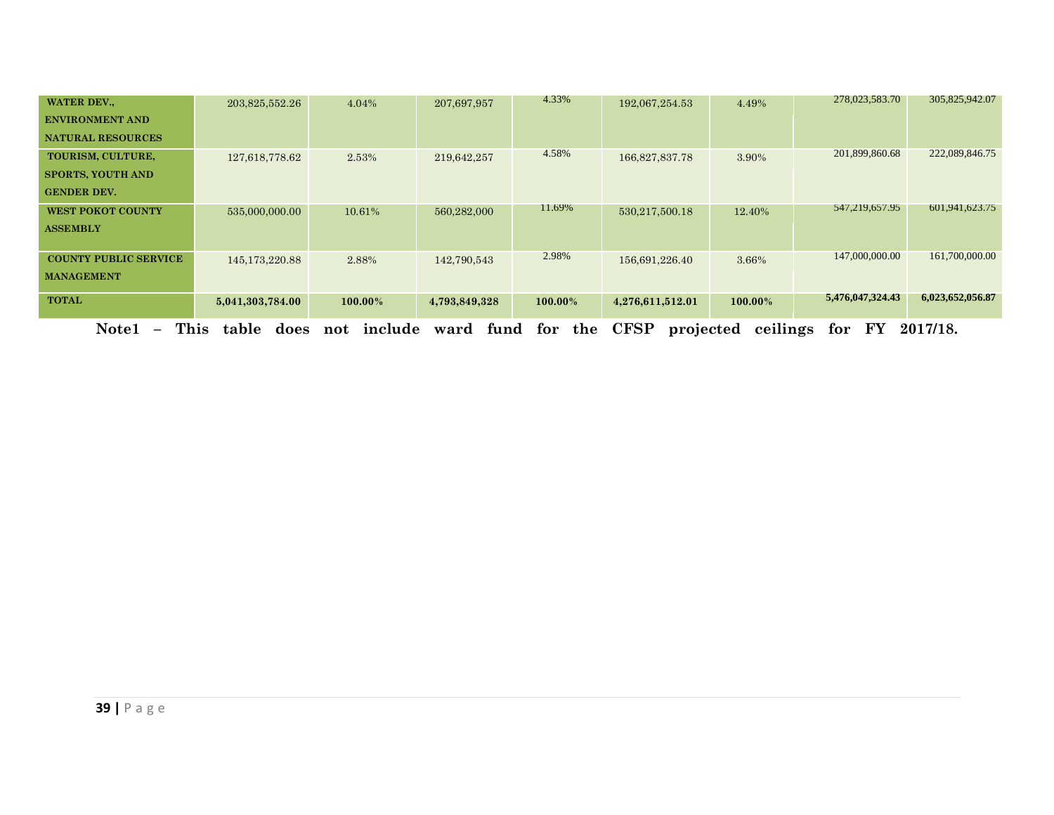| | | | | | | | | |
|---|---|---|---|---|---|---|---|---|
| WATER DEV., ENVIRONMENT AND NATURAL RESOURCES | 203,825,552.26 | 4.04% | 207,697,957 | 4.33% | 192,067,254.53 | 4.49% | 278,023,583.70 | 305,825,942.07 |
| TOURISM, CULTURE, SPORTS, YOUTH AND GENDER DEV. | 127,618,778.62 | 2.53% | 219,642,257 | 4.58% | 166,827,837.78 | 3.90% | 201,899,860.68 | 222,089,846.75 |
| WEST POKOT COUNTY ASSEMBLY | 535,000,000.00 | 10.61% | 560,282,000 | 11.69% | 530,217,500.18 | 12.40% | 547,219,657.95 | 601,941,623.75 |
| COUNTY PUBLIC SERVICE MANAGEMENT | 145,173,220.88 | 2.88% | 142,790,543 | 2.98% | 156,691,226.40 | 3.66% | 147,000,000.00 | 161,700,000.00 |
| **TOTAL** | **5,041,303,784.00** | **100.00%** | **4,793,849,328** | **100.00%** | **4,276,611,512.01** | **100.00%** | **5,476,047,324.43** | **6,023,652,056.87** |

**Note1 – This table does not include ward fund for the CFSP projected ceilings for FY 2017/18.**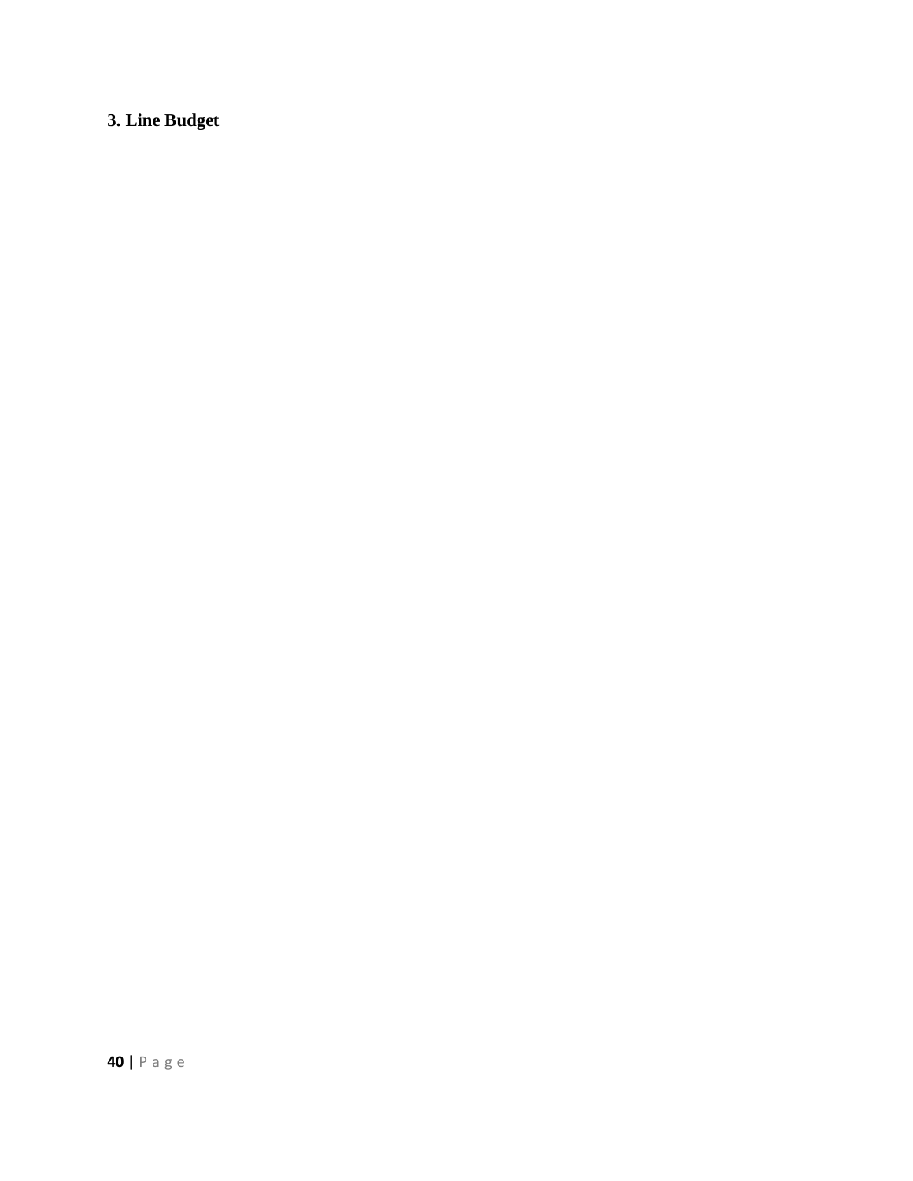## 3. Line Budget